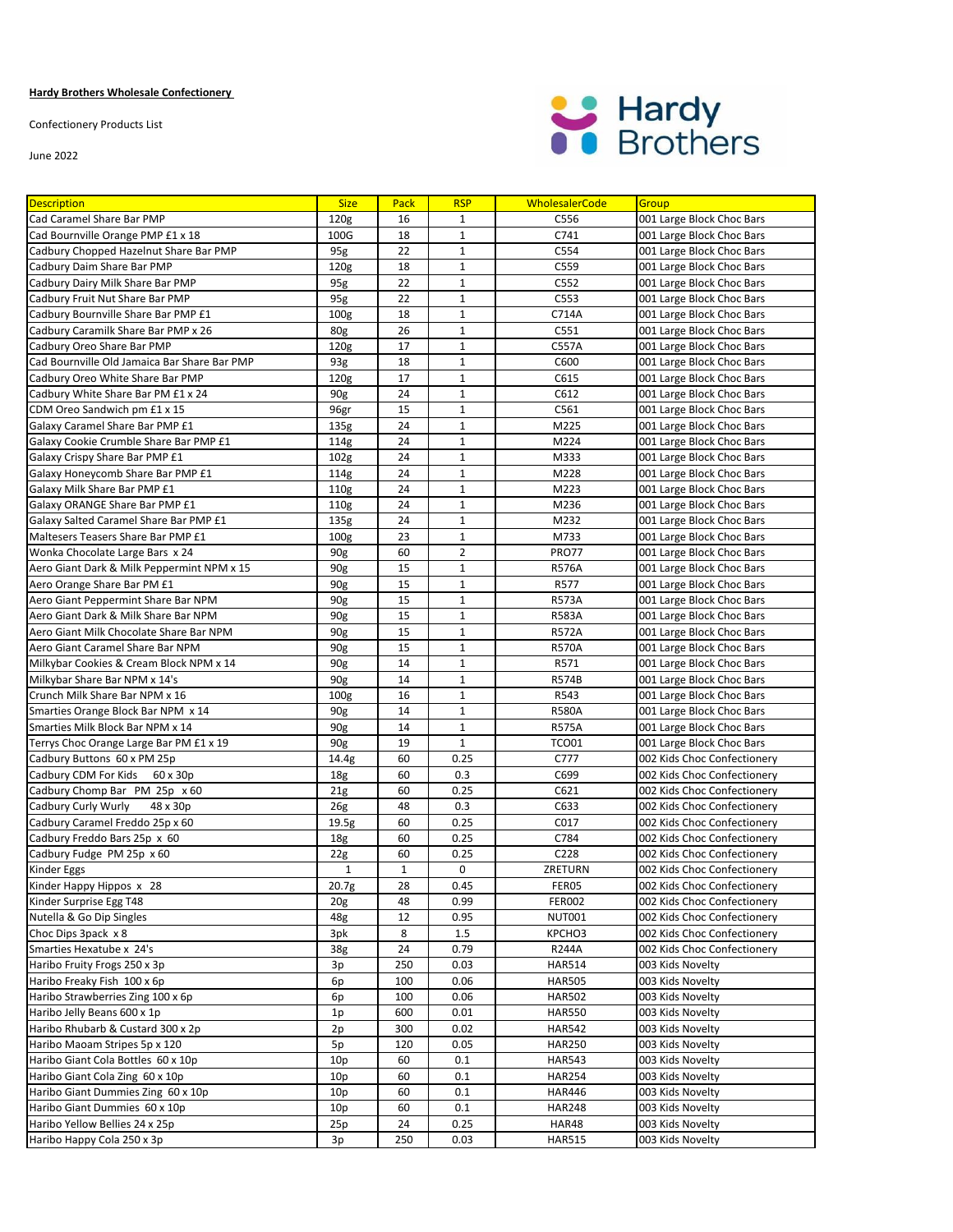**Hardy Brothers Wholesale Confectionery**

Confectionery Products List

June 2022

| Description | Size | Pack | RSP | WholesalerCode | Group |
|---|---|---|---|---|---|
| Cad Caramel Share Bar PMP | 120g | 16 | 1 | C556 | 001 Large Block Choc Bars |
| Cad Bournville Orange PMP £1 x 18 | 100G | 18 | 1 | C741 | 001 Large Block Choc Bars |
| Cadbury Chopped Hazelnut Share Bar PMP | 95g | 22 | 1 | C554 | 001 Large Block Choc Bars |
| Cadbury Daim Share Bar PMP | 120g | 18 | 1 | C559 | 001 Large Block Choc Bars |
| Cadbury Dairy Milk Share Bar PMP | 95g | 22 | 1 | C552 | 001 Large Block Choc Bars |
| Cadbury Fruit Nut Share Bar PMP | 95g | 22 | 1 | C553 | 001 Large Block Choc Bars |
| Cadbury Bournville Share Bar PMP £1 | 100g | 18 | 1 | C714A | 001 Large Block Choc Bars |
| Cadbury Caramilk Share Bar PMP x 26 | 80g | 26 | 1 | C551 | 001 Large Block Choc Bars |
| Cadbury Oreo Share Bar PMP | 120g | 17 | 1 | C557A | 001 Large Block Choc Bars |
| Cad Bournville Old Jamaica Bar Share Bar PMP | 93g | 18 | 1 | C600 | 001 Large Block Choc Bars |
| Cadbury Oreo White Share Bar PMP | 120g | 17 | 1 | C615 | 001 Large Block Choc Bars |
| Cadbury White Share Bar PM £1 x 24 | 90g | 24 | 1 | C612 | 001 Large Block Choc Bars |
| CDM Oreo Sandwich pm £1 x 15 | 96gr | 15 | 1 | C561 | 001 Large Block Choc Bars |
| Galaxy Caramel Share Bar PMP £1 | 135g | 24 | 1 | M225 | 001 Large Block Choc Bars |
| Galaxy Cookie Crumble Share Bar PMP £1 | 114g | 24 | 1 | M224 | 001 Large Block Choc Bars |
| Galaxy Crispy Share Bar PMP £1 | 102g | 24 | 1 | M333 | 001 Large Block Choc Bars |
| Galaxy Honeycomb Share Bar PMP £1 | 114g | 24 | 1 | M228 | 001 Large Block Choc Bars |
| Galaxy Milk Share Bar PMP £1 | 110g | 24 | 1 | M223 | 001 Large Block Choc Bars |
| Galaxy ORANGE Share Bar PMP £1 | 110g | 24 | 1 | M236 | 001 Large Block Choc Bars |
| Galaxy Salted Caramel Share Bar PMP £1 | 135g | 24 | 1 | M232 | 001 Large Block Choc Bars |
| Maltesers Teasers Share Bar PMP £1 | 100g | 23 | 1 | M733 | 001 Large Block Choc Bars |
| Wonka Chocolate Large Bars x 24 | 90g | 60 | 2 | PRO77 | 001 Large Block Choc Bars |
| Aero Giant Dark & Milk Peppermint NPM x 15 | 90g | 15 | 1 | R576A | 001 Large Block Choc Bars |
| Aero Orange Share Bar PM £1 | 90g | 15 | 1 | R577 | 001 Large Block Choc Bars |
| Aero Giant Peppermint Share Bar NPM | 90g | 15 | 1 | R573A | 001 Large Block Choc Bars |
| Aero Giant Dark & Milk Share Bar NPM | 90g | 15 | 1 | R583A | 001 Large Block Choc Bars |
| Aero Giant Milk Chocolate Share Bar NPM | 90g | 15 | 1 | R572A | 001 Large Block Choc Bars |
| Aero Giant Caramel Share Bar NPM | 90g | 15 | 1 | R570A | 001 Large Block Choc Bars |
| Milkybar Cookies & Cream Block NPM x 14 | 90g | 14 | 1 | R571 | 001 Large Block Choc Bars |
| Milkybar Share Bar NPM x 14's | 90g | 14 | 1 | R574B | 001 Large Block Choc Bars |
| Crunch Milk Share Bar NPM x 16 | 100g | 16 | 1 | R543 | 001 Large Block Choc Bars |
| Smarties Orange Block Bar NPM x 14 | 90g | 14 | 1 | R580A | 001 Large Block Choc Bars |
| Smarties Milk Block Bar NPM x 14 | 90g | 14 | 1 | R575A | 001 Large Block Choc Bars |
| Terrys Choc Orange Large Bar PM £1 x 19 | 90g | 19 | 1 | TCO01 | 001 Large Block Choc Bars |
| Cadbury Buttons 60 x PM 25p | 14.4g | 60 | 0.25 | C777 | 002 Kids Choc Confectionery |
| Cadbury CDM For Kids 60 x 30p | 18g | 60 | 0.3 | C699 | 002 Kids Choc Confectionery |
| Cadbury Chomp Bar PM 25p x 60 | 21g | 60 | 0.25 | C621 | 002 Kids Choc Confectionery |
| Cadbury Curly Wurly 48 x 30p | 26g | 48 | 0.3 | C633 | 002 Kids Choc Confectionery |
| Cadbury Caramel Freddo 25p x 60 | 19.5g | 60 | 0.25 | C017 | 002 Kids Choc Confectionery |
| Cadbury Freddo Bars 25p x 60 | 18g | 60 | 0.25 | C784 | 002 Kids Choc Confectionery |
| Cadbury Fudge PM 25p x 60 | 22g | 60 | 0.25 | C228 | 002 Kids Choc Confectionery |
| Kinder Eggs | 1 | 1 | 0 | ZRETURN | 002 Kids Choc Confectionery |
| Kinder Happy Hippos x 28 | 20.7g | 28 | 0.45 | FER05 | 002 Kids Choc Confectionery |
| Kinder Surprise Egg T48 | 20g | 48 | 0.99 | FER002 | 002 Kids Choc Confectionery |
| Nutella & Go Dip Singles | 48g | 12 | 0.95 | NUT001 | 002 Kids Choc Confectionery |
| Choc Dips 3pack x 8 | 3pk | 8 | 1.5 | KPCHO3 | 002 Kids Choc Confectionery |
| Smarties Hexatube x 24's | 38g | 24 | 0.79 | R244A | 002 Kids Choc Confectionery |
| Haribo Fruity Frogs 250 x 3p | 3p | 250 | 0.03 | HAR514 | 003 Kids Novelty |
| Haribo Freaky Fish 100 x 6p | 6p | 100 | 0.06 | HAR505 | 003 Kids Novelty |
| Haribo Strawberries Zing 100 x 6p | 6p | 100 | 0.06 | HAR502 | 003 Kids Novelty |
| Haribo Jelly Beans 600 x 1p | 1p | 600 | 0.01 | HAR550 | 003 Kids Novelty |
| Haribo Rhubarb & Custard 300 x 2p | 2p | 300 | 0.02 | HAR542 | 003 Kids Novelty |
| Haribo Maoam Stripes 5p x 120 | 5p | 120 | 0.05 | HAR250 | 003 Kids Novelty |
| Haribo Giant Cola Bottles 60 x 10p | 10p | 60 | 0.1 | HAR543 | 003 Kids Novelty |
| Haribo Giant Cola Zing 60 x 10p | 10p | 60 | 0.1 | HAR254 | 003 Kids Novelty |
| Haribo Giant Dummies Zing 60 x 10p | 10p | 60 | 0.1 | HAR446 | 003 Kids Novelty |
| Haribo Giant Dummies 60 x 10p | 10p | 60 | 0.1 | HAR248 | 003 Kids Novelty |
| Haribo Yellow Bellies 24 x 25p | 25p | 24 | 0.25 | HAR48 | 003 Kids Novelty |
| Haribo Happy Cola 250 x 3p | 3p | 250 | 0.03 | HAR515 | 003 Kids Novelty |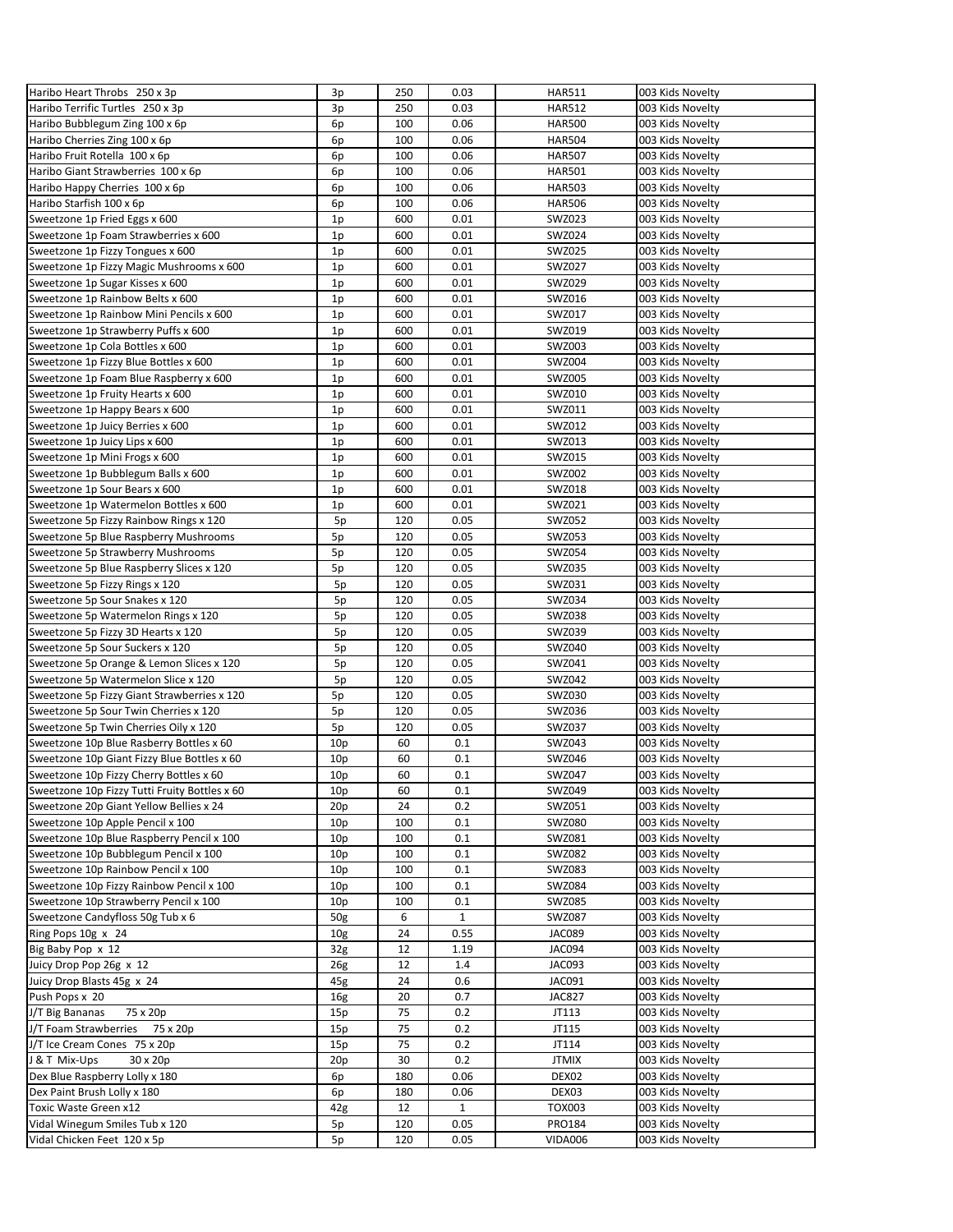| | | | | | |
|---|---|---|---|---|---|
| Haribo Heart Throbs 250 x 3p | 3p | 250 | 0.03 | HAR511 | 003 Kids Novelty |
| Haribo Terrific Turtles 250 x 3p | 3p | 250 | 0.03 | HAR512 | 003 Kids Novelty |
| Haribo Bubblegum Zing 100 x 6p | 6p | 100 | 0.06 | HAR500 | 003 Kids Novelty |
| Haribo Cherries Zing 100 x 6p | 6p | 100 | 0.06 | HAR504 | 003 Kids Novelty |
| Haribo Fruit Rotella 100 x 6p | 6p | 100 | 0.06 | HAR507 | 003 Kids Novelty |
| Haribo Giant Strawberries 100 x 6p | 6p | 100 | 0.06 | HAR501 | 003 Kids Novelty |
| Haribo Happy Cherries 100 x 6p | 6p | 100 | 0.06 | HAR503 | 003 Kids Novelty |
| Haribo Starfish 100 x 6p | 6p | 100 | 0.06 | HAR506 | 003 Kids Novelty |
| Sweetzone 1p Fried Eggs x 600 | 1p | 600 | 0.01 | SWZ023 | 003 Kids Novelty |
| Sweetzone 1p Foam Strawberries x 600 | 1p | 600 | 0.01 | SWZ024 | 003 Kids Novelty |
| Sweetzone 1p Fizzy Tongues x 600 | 1p | 600 | 0.01 | SWZ025 | 003 Kids Novelty |
| Sweetzone 1p Fizzy Magic Mushrooms x 600 | 1p | 600 | 0.01 | SWZ027 | 003 Kids Novelty |
| Sweetzone 1p Sugar Kisses x 600 | 1p | 600 | 0.01 | SWZ029 | 003 Kids Novelty |
| Sweetzone 1p Rainbow Belts x 600 | 1p | 600 | 0.01 | SWZ016 | 003 Kids Novelty |
| Sweetzone 1p Rainbow Mini Pencils x 600 | 1p | 600 | 0.01 | SWZ017 | 003 Kids Novelty |
| Sweetzone 1p Strawberry Puffs x 600 | 1p | 600 | 0.01 | SWZ019 | 003 Kids Novelty |
| Sweetzone 1p Cola Bottles x 600 | 1p | 600 | 0.01 | SWZ003 | 003 Kids Novelty |
| Sweetzone 1p Fizzy Blue Bottles x 600 | 1p | 600 | 0.01 | SWZ004 | 003 Kids Novelty |
| Sweetzone 1p Foam Blue Raspberry x 600 | 1p | 600 | 0.01 | SWZ005 | 003 Kids Novelty |
| Sweetzone 1p Fruity Hearts x 600 | 1p | 600 | 0.01 | SWZ010 | 003 Kids Novelty |
| Sweetzone 1p Happy Bears x 600 | 1p | 600 | 0.01 | SWZ011 | 003 Kids Novelty |
| Sweetzone 1p Juicy Berries x 600 | 1p | 600 | 0.01 | SWZ012 | 003 Kids Novelty |
| Sweetzone 1p Juicy Lips x 600 | 1p | 600 | 0.01 | SWZ013 | 003 Kids Novelty |
| Sweetzone 1p Mini Frogs x 600 | 1p | 600 | 0.01 | SWZ015 | 003 Kids Novelty |
| Sweetzone 1p Bubblegum Balls x 600 | 1p | 600 | 0.01 | SWZ002 | 003 Kids Novelty |
| Sweetzone 1p Sour Bears x 600 | 1p | 600 | 0.01 | SWZ018 | 003 Kids Novelty |
| Sweetzone 1p Watermelon Bottles x 600 | 1p | 600 | 0.01 | SWZ021 | 003 Kids Novelty |
| Sweetzone 5p Fizzy Rainbow Rings x 120 | 5p | 120 | 0.05 | SWZ052 | 003 Kids Novelty |
| Sweetzone 5p Blue Raspberry Mushrooms | 5p | 120 | 0.05 | SWZ053 | 003 Kids Novelty |
| Sweetzone 5p Strawberry Mushrooms | 5p | 120 | 0.05 | SWZ054 | 003 Kids Novelty |
| Sweetzone 5p Blue Raspberry Slices x 120 | 5p | 120 | 0.05 | SWZ035 | 003 Kids Novelty |
| Sweetzone 5p Fizzy Rings x 120 | 5p | 120 | 0.05 | SWZ031 | 003 Kids Novelty |
| Sweetzone 5p Sour Snakes x 120 | 5p | 120 | 0.05 | SWZ034 | 003 Kids Novelty |
| Sweetzone 5p Watermelon Rings x 120 | 5p | 120 | 0.05 | SWZ038 | 003 Kids Novelty |
| Sweetzone 5p Fizzy 3D Hearts x 120 | 5p | 120 | 0.05 | SWZ039 | 003 Kids Novelty |
| Sweetzone 5p Sour Suckers x 120 | 5p | 120 | 0.05 | SWZ040 | 003 Kids Novelty |
| Sweetzone 5p Orange & Lemon Slices x 120 | 5p | 120 | 0.05 | SWZ041 | 003 Kids Novelty |
| Sweetzone 5p Watermelon Slice x 120 | 5p | 120 | 0.05 | SWZ042 | 003 Kids Novelty |
| Sweetzone 5p Fizzy Giant Strawberries x 120 | 5p | 120 | 0.05 | SWZ030 | 003 Kids Novelty |
| Sweetzone 5p Sour Twin Cherries x 120 | 5p | 120 | 0.05 | SWZ036 | 003 Kids Novelty |
| Sweetzone 5p Twin Cherries Oily x 120 | 5p | 120 | 0.05 | SWZ037 | 003 Kids Novelty |
| Sweetzone 10p Blue Rasberry Bottles x 60 | 10p | 60 | 0.1 | SWZ043 | 003 Kids Novelty |
| Sweetzone 10p Giant Fizzy Blue Bottles x 60 | 10p | 60 | 0.1 | SWZ046 | 003 Kids Novelty |
| Sweetzone 10p Fizzy Cherry Bottles x 60 | 10p | 60 | 0.1 | SWZ047 | 003 Kids Novelty |
| Sweetzone 10p Fizzy Tutti Fruity Bottles x 60 | 10p | 60 | 0.1 | SWZ049 | 003 Kids Novelty |
| Sweetzone 20p Giant Yellow Bellies x 24 | 20p | 24 | 0.2 | SWZ051 | 003 Kids Novelty |
| Sweetzone 10p Apple Pencil x 100 | 10p | 100 | 0.1 | SWZ080 | 003 Kids Novelty |
| Sweetzone 10p Blue Raspberry Pencil x 100 | 10p | 100 | 0.1 | SWZ081 | 003 Kids Novelty |
| Sweetzone 10p Bubblegum Pencil x 100 | 10p | 100 | 0.1 | SWZ082 | 003 Kids Novelty |
| Sweetzone 10p Rainbow Pencil x 100 | 10p | 100 | 0.1 | SWZ083 | 003 Kids Novelty |
| Sweetzone 10p Fizzy Rainbow Pencil x 100 | 10p | 100 | 0.1 | SWZ084 | 003 Kids Novelty |
| Sweetzone 10p Strawberry Pencil x 100 | 10p | 100 | 0.1 | SWZ085 | 003 Kids Novelty |
| Sweetzone Candyfloss 50g Tub x 6 | 50g | 6 | 1 | SWZ087 | 003 Kids Novelty |
| Ring Pops 10g x 24 | 10g | 24 | 0.55 | JAC089 | 003 Kids Novelty |
| Big Baby Pop x 12 | 32g | 12 | 1.19 | JAC094 | 003 Kids Novelty |
| Juicy Drop Pop 26g x 12 | 26g | 12 | 1.4 | JAC093 | 003 Kids Novelty |
| Juicy Drop Blasts 45g x 24 | 45g | 24 | 0.6 | JAC091 | 003 Kids Novelty |
| Push Pops x 20 | 16g | 20 | 0.7 | JAC827 | 003 Kids Novelty |
| J/T Big Bananas 75 x 20p | 15p | 75 | 0.2 | JT113 | 003 Kids Novelty |
| J/T Foam Strawberries 75 x 20p | 15p | 75 | 0.2 | JT115 | 003 Kids Novelty |
| J/T Ice Cream Cones 75 x 20p | 15p | 75 | 0.2 | JT114 | 003 Kids Novelty |
| J & T Mix-Ups 30 x 20p | 20p | 30 | 0.2 | JTMIX | 003 Kids Novelty |
| Dex Blue Raspberry Lolly x 180 | 6p | 180 | 0.06 | DEX02 | 003 Kids Novelty |
| Dex Paint Brush Lolly x 180 | 6p | 180 | 0.06 | DEX03 | 003 Kids Novelty |
| Toxic Waste Green x12 | 42g | 12 | 1 | TOX003 | 003 Kids Novelty |
| Vidal Winegum Smiles Tub x 120 | 5p | 120 | 0.05 | PRO184 | 003 Kids Novelty |
| Vidal Chicken Feet 120 x 5p | 5p | 120 | 0.05 | VIDA006 | 003 Kids Novelty |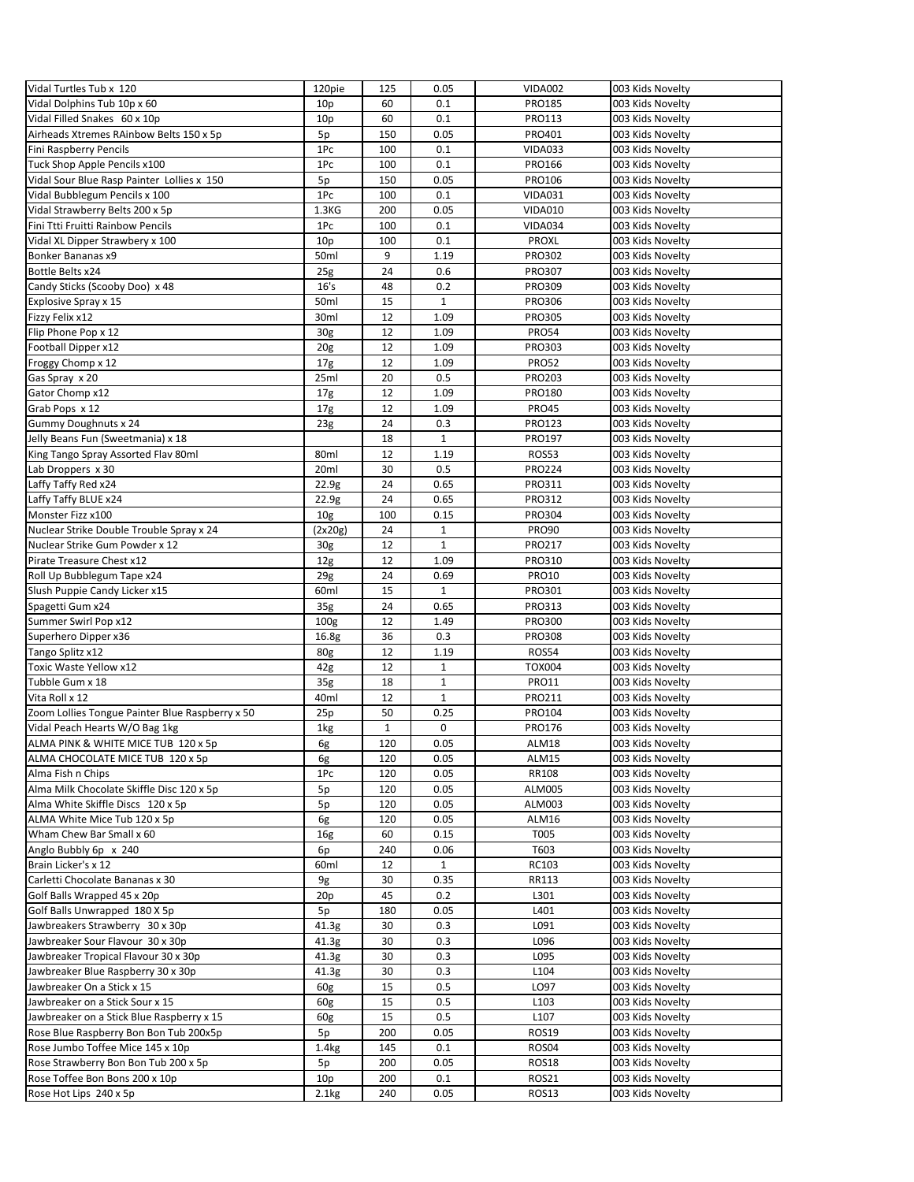| | | | | | |
|---|---|---|---|---|---|
| Vidal Turtles Tub x 120 | 120pie | 125 | 0.05 | VIDA002 | 003 Kids Novelty |
| Vidal Dolphins Tub 10p x 60 | 10p | 60 | 0.1 | PRO185 | 003 Kids Novelty |
| Vidal Filled Snakes 60 x 10p | 10p | 60 | 0.1 | PRO113 | 003 Kids Novelty |
| Airheads Xtremes RAinbow Belts 150 x 5p | 5p | 150 | 0.05 | PRO401 | 003 Kids Novelty |
| Fini Raspberry Pencils | 1Pc | 100 | 0.1 | VIDA033 | 003 Kids Novelty |
| Tuck Shop Apple Pencils x100 | 1Pc | 100 | 0.1 | PRO166 | 003 Kids Novelty |
| Vidal Sour Blue Rasp Painter Lollies x 150 | 5p | 150 | 0.05 | PRO106 | 003 Kids Novelty |
| Vidal Bubblegum Pencils x 100 | 1Pc | 100 | 0.1 | VIDA031 | 003 Kids Novelty |
| Vidal Strawberry Belts 200 x 5p | 1.3KG | 200 | 0.05 | VIDA010 | 003 Kids Novelty |
| Fini Ttti Fruitti Rainbow Pencils | 1Pc | 100 | 0.1 | VIDA034 | 003 Kids Novelty |
| Vidal XL Dipper Strawbery x 100 | 10p | 100 | 0.1 | PROXL | 003 Kids Novelty |
| Bonker Bananas x9 | 50ml | 9 | 1.19 | PRO302 | 003 Kids Novelty |
| Bottle Belts x24 | 25g | 24 | 0.6 | PRO307 | 003 Kids Novelty |
| Candy Sticks (Scooby Doo) x 48 | 16's | 48 | 0.2 | PRO309 | 003 Kids Novelty |
| Explosive Spray x 15 | 50ml | 15 | 1 | PRO306 | 003 Kids Novelty |
| Fizzy Felix x12 | 30ml | 12 | 1.09 | PRO305 | 003 Kids Novelty |
| Flip Phone Pop x 12 | 30g | 12 | 1.09 | PRO54 | 003 Kids Novelty |
| Football Dipper x12 | 20g | 12 | 1.09 | PRO303 | 003 Kids Novelty |
| Froggy Chomp x 12 | 17g | 12 | 1.09 | PRO52 | 003 Kids Novelty |
| Gas Spray x 20 | 25ml | 20 | 0.5 | PRO203 | 003 Kids Novelty |
| Gator Chomp x12 | 17g | 12 | 1.09 | PRO180 | 003 Kids Novelty |
| Grab Pops x 12 | 17g | 12 | 1.09 | PRO45 | 003 Kids Novelty |
| Gummy Doughnuts x 24 | 23g | 24 | 0.3 | PRO123 | 003 Kids Novelty |
| Jelly Beans Fun (Sweetmania) x 18 | | 18 | 1 | PRO197 | 003 Kids Novelty |
| King Tango Spray Assorted Flav 80ml | 80ml | 12 | 1.19 | ROS53 | 003 Kids Novelty |
| Lab Droppers x 30 | 20ml | 30 | 0.5 | PRO224 | 003 Kids Novelty |
| Laffy Taffy Red x24 | 22.9g | 24 | 0.65 | PRO311 | 003 Kids Novelty |
| Laffy Taffy BLUE x24 | 22.9g | 24 | 0.65 | PRO312 | 003 Kids Novelty |
| Monster Fizz x100 | 10g | 100 | 0.15 | PRO304 | 003 Kids Novelty |
| Nuclear Strike Double Trouble Spray x 24 | (2x20g) | 24 | 1 | PRO90 | 003 Kids Novelty |
| Nuclear Strike Gum Powder x 12 | 30g | 12 | 1 | PRO217 | 003 Kids Novelty |
| Pirate Treasure Chest x12 | 12g | 12 | 1.09 | PRO310 | 003 Kids Novelty |
| Roll Up Bubblegum Tape x24 | 29g | 24 | 0.69 | PRO10 | 003 Kids Novelty |
| Slush Puppie Candy Licker x15 | 60ml | 15 | 1 | PRO301 | 003 Kids Novelty |
| Spagetti Gum x24 | 35g | 24 | 0.65 | PRO313 | 003 Kids Novelty |
| Summer Swirl Pop x12 | 100g | 12 | 1.49 | PRO300 | 003 Kids Novelty |
| Superhero Dipper x36 | 16.8g | 36 | 0.3 | PRO308 | 003 Kids Novelty |
| Tango Splitz x12 | 80g | 12 | 1.19 | ROS54 | 003 Kids Novelty |
| Toxic Waste Yellow x12 | 42g | 12 | 1 | TOX004 | 003 Kids Novelty |
| Tubble Gum x 18 | 35g | 18 | 1 | PRO11 | 003 Kids Novelty |
| Vita Roll x 12 | 40ml | 12 | 1 | PRO211 | 003 Kids Novelty |
| Zoom Lollies Tongue Painter Blue Raspberry x 50 | 25p | 50 | 0.25 | PRO104 | 003 Kids Novelty |
| Vidal Peach Hearts W/O Bag 1kg | 1kg | 1 | 0 | PRO176 | 003 Kids Novelty |
| ALMA PINK & WHITE MICE TUB 120 x 5p | 6g | 120 | 0.05 | ALM18 | 003 Kids Novelty |
| ALMA CHOCOLATE MICE TUB 120 x 5p | 6g | 120 | 0.05 | ALM15 | 003 Kids Novelty |
| Alma Fish n Chips | 1Pc | 120 | 0.05 | RR108 | 003 Kids Novelty |
| Alma Milk Chocolate Skiffle Disc 120 x 5p | 5p | 120 | 0.05 | ALM005 | 003 Kids Novelty |
| Alma White Skiffle Discs 120 x 5p | 5p | 120 | 0.05 | ALM003 | 003 Kids Novelty |
| ALMA White Mice Tub 120 x 5p | 6g | 120 | 0.05 | ALM16 | 003 Kids Novelty |
| Wham Chew Bar Small x 60 | 16g | 60 | 0.15 | T005 | 003 Kids Novelty |
| Anglo Bubbly 6p x 240 | 6p | 240 | 0.06 | T603 | 003 Kids Novelty |
| Brain Licker's x 12 | 60ml | 12 | 1 | RC103 | 003 Kids Novelty |
| Carletti Chocolate Bananas x 30 | 9g | 30 | 0.35 | RR113 | 003 Kids Novelty |
| Golf Balls Wrapped 45 x 20p | 20p | 45 | 0.2 | L301 | 003 Kids Novelty |
| Golf Balls Unwrapped 180 X 5p | 5p | 180 | 0.05 | L401 | 003 Kids Novelty |
| Jawbreakers Strawberry 30 x 30p | 41.3g | 30 | 0.3 | L091 | 003 Kids Novelty |
| Jawbreaker Sour Flavour 30 x 30p | 41.3g | 30 | 0.3 | L096 | 003 Kids Novelty |
| Jawbreaker Tropical Flavour 30 x 30p | 41.3g | 30 | 0.3 | L095 | 003 Kids Novelty |
| Jawbreaker Blue Raspberry 30 x 30p | 41.3g | 30 | 0.3 | L104 | 003 Kids Novelty |
| Jawbreaker On a Stick x 15 | 60g | 15 | 0.5 | LO97 | 003 Kids Novelty |
| Jawbreaker on a Stick Sour x 15 | 60g | 15 | 0.5 | L103 | 003 Kids Novelty |
| Jawbreaker on a Stick Blue Raspberry x 15 | 60g | 15 | 0.5 | L107 | 003 Kids Novelty |
| Rose Blue Raspberry Bon Bon Tub 200x5p | 5p | 200 | 0.05 | ROS19 | 003 Kids Novelty |
| Rose Jumbo Toffee Mice 145 x 10p | 1.4kg | 145 | 0.1 | ROS04 | 003 Kids Novelty |
| Rose Strawberry Bon Bon Tub 200 x 5p | 5p | 200 | 0.05 | ROS18 | 003 Kids Novelty |
| Rose Toffee Bon Bons 200 x 10p | 10p | 200 | 0.1 | ROS21 | 003 Kids Novelty |
| Rose Hot Lips 240 x 5p | 2.1kg | 240 | 0.05 | ROS13 | 003 Kids Novelty |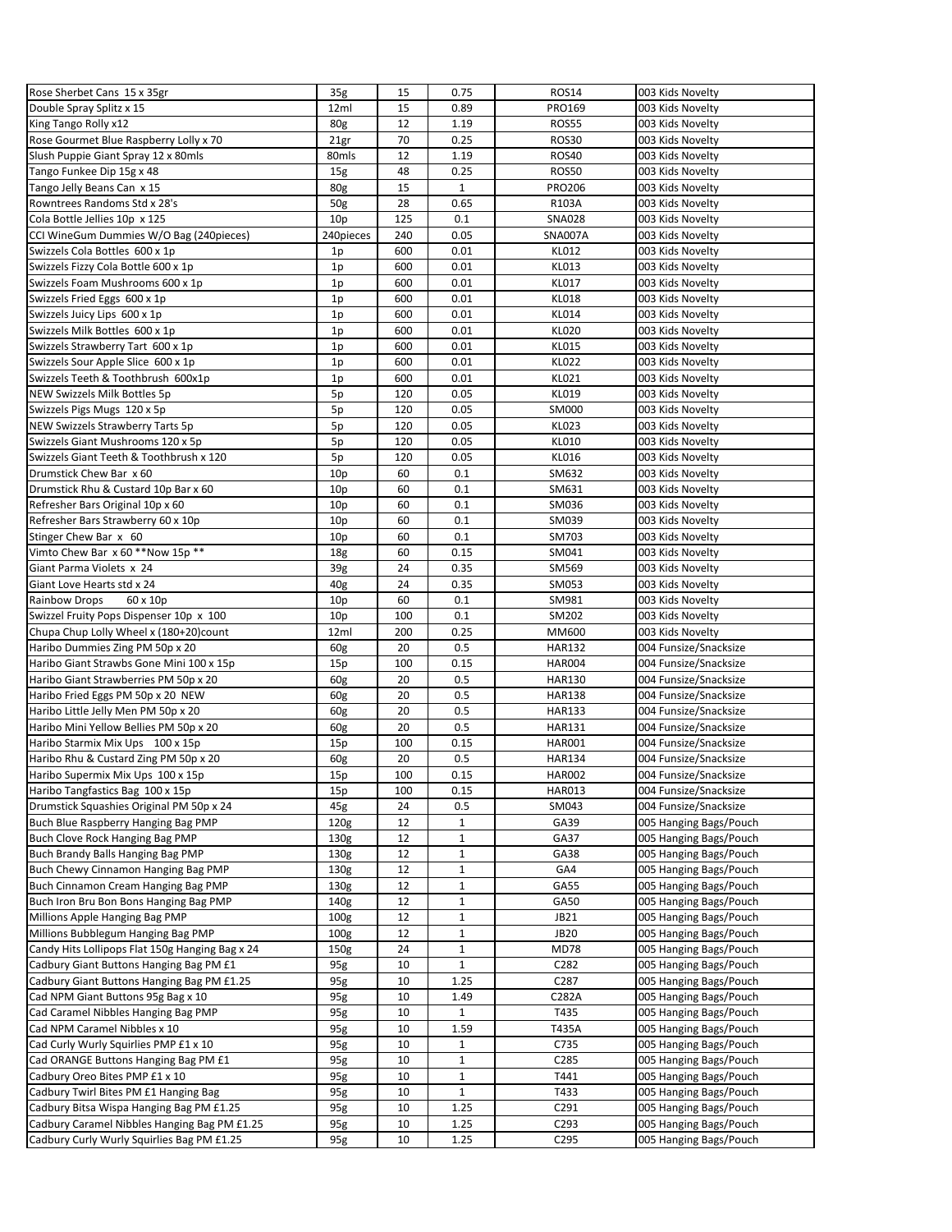| | | | | | |
|---|---|---|---|---|---|
| Rose Sherbet Cans 15 x 35gr | 35g | 15 | 0.75 | ROS14 | 003 Kids Novelty |
| Double Spray Splitz x 15 | 12ml | 15 | 0.89 | PRO169 | 003 Kids Novelty |
| King Tango Rolly x12 | 80g | 12 | 1.19 | ROS55 | 003 Kids Novelty |
| Rose Gourmet Blue Raspberry Lolly x 70 | 21gr | 70 | 0.25 | ROS30 | 003 Kids Novelty |
| Slush Puppie Giant Spray 12 x 80mls | 80mls | 12 | 1.19 | ROS40 | 003 Kids Novelty |
| Tango Funkee Dip 15g x 48 | 15g | 48 | 0.25 | ROS50 | 003 Kids Novelty |
| Tango Jelly Beans Can x 15 | 80g | 15 | 1 | PRO206 | 003 Kids Novelty |
| Rowntrees Randoms Std x 28's | 50g | 28 | 0.65 | R103A | 003 Kids Novelty |
| Cola Bottle Jellies 10p x 125 | 10p | 125 | 0.1 | SNA028 | 003 Kids Novelty |
| CCI WineGum Dummies W/O Bag (240pieces) | 240pieces | 240 | 0.05 | SNA007A | 003 Kids Novelty |
| Swizzels Cola Bottles 600 x 1p | 1p | 600 | 0.01 | KL012 | 003 Kids Novelty |
| Swizzels Fizzy Cola Bottle 600 x 1p | 1p | 600 | 0.01 | KL013 | 003 Kids Novelty |
| Swizzels Foam Mushrooms 600 x 1p | 1p | 600 | 0.01 | KL017 | 003 Kids Novelty |
| Swizzels Fried Eggs 600 x 1p | 1p | 600 | 0.01 | KL018 | 003 Kids Novelty |
| Swizzels Juicy Lips 600 x 1p | 1p | 600 | 0.01 | KL014 | 003 Kids Novelty |
| Swizzels Milk Bottles 600 x 1p | 1p | 600 | 0.01 | KL020 | 003 Kids Novelty |
| Swizzels Strawberry Tart 600 x 1p | 1p | 600 | 0.01 | KL015 | 003 Kids Novelty |
| Swizzels Sour Apple Slice 600 x 1p | 1p | 600 | 0.01 | KL022 | 003 Kids Novelty |
| Swizzels Teeth & Toothbrush 600x1p | 1p | 600 | 0.01 | KL021 | 003 Kids Novelty |
| NEW Swizzels Milk Bottles 5p | 5p | 120 | 0.05 | KL019 | 003 Kids Novelty |
| Swizzels Pigs Mugs 120 x 5p | 5p | 120 | 0.05 | SM000 | 003 Kids Novelty |
| NEW Swizzels Strawberry Tarts 5p | 5p | 120 | 0.05 | KL023 | 003 Kids Novelty |
| Swizzels Giant Mushrooms 120 x 5p | 5p | 120 | 0.05 | KL010 | 003 Kids Novelty |
| Swizzels Giant Teeth & Toothbrush x 120 | 5p | 120 | 0.05 | KL016 | 003 Kids Novelty |
| Drumstick Chew Bar x 60 | 10p | 60 | 0.1 | SM632 | 003 Kids Novelty |
| Drumstick Rhu & Custard 10p Bar x 60 | 10p | 60 | 0.1 | SM631 | 003 Kids Novelty |
| Refresher Bars Original 10p x 60 | 10p | 60 | 0.1 | SM036 | 003 Kids Novelty |
| Refresher Bars Strawberry 60 x 10p | 10p | 60 | 0.1 | SM039 | 003 Kids Novelty |
| Stinger Chew Bar x 60 | 10p | 60 | 0.1 | SM703 | 003 Kids Novelty |
| Vimto Chew Bar x 60 **Now 15p ** | 18g | 60 | 0.15 | SM041 | 003 Kids Novelty |
| Giant Parma Violets x 24 | 39g | 24 | 0.35 | SM569 | 003 Kids Novelty |
| Giant Love Hearts std x 24 | 40g | 24 | 0.35 | SM053 | 003 Kids Novelty |
| Rainbow Drops 60 x 10p | 10p | 60 | 0.1 | SM981 | 003 Kids Novelty |
| Swizzel Fruity Pops Dispenser 10p x 100 | 10p | 100 | 0.1 | SM202 | 003 Kids Novelty |
| Chupa Chup Lolly Wheel x (180+20)count | 12ml | 200 | 0.25 | MM600 | 003 Kids Novelty |
| Haribo Dummies Zing PM 50p x 20 | 60g | 20 | 0.5 | HAR132 | 004 Funsize/Snacksize |
| Haribo Giant Strawbs Gone Mini 100 x 15p | 15p | 100 | 0.15 | HAR004 | 004 Funsize/Snacksize |
| Haribo Giant Strawberries PM 50p x 20 | 60g | 20 | 0.5 | HAR130 | 004 Funsize/Snacksize |
| Haribo Fried Eggs PM 50p x 20 NEW | 60g | 20 | 0.5 | HAR138 | 004 Funsize/Snacksize |
| Haribo Little Jelly Men PM 50p x 20 | 60g | 20 | 0.5 | HAR133 | 004 Funsize/Snacksize |
| Haribo Mini Yellow Bellies PM 50p x 20 | 60g | 20 | 0.5 | HAR131 | 004 Funsize/Snacksize |
| Haribo Starmix Mix Ups 100 x 15p | 15p | 100 | 0.15 | HAR001 | 004 Funsize/Snacksize |
| Haribo Rhu & Custard Zing PM 50p x 20 | 60g | 20 | 0.5 | HAR134 | 004 Funsize/Snacksize |
| Haribo Supermix Mix Ups 100 x 15p | 15p | 100 | 0.15 | HAR002 | 004 Funsize/Snacksize |
| Haribo Tangfastics Bag 100 x 15p | 15p | 100 | 0.15 | HAR013 | 004 Funsize/Snacksize |
| Drumstick Squashies Original PM 50p x 24 | 45g | 24 | 0.5 | SM043 | 004 Funsize/Snacksize |
| Buch Blue Raspberry Hanging Bag PMP | 120g | 12 | 1 | GA39 | 005 Hanging Bags/Pouch |
| Buch Clove Rock Hanging Bag PMP | 130g | 12 | 1 | GA37 | 005 Hanging Bags/Pouch |
| Buch Brandy Balls Hanging Bag PMP | 130g | 12 | 1 | GA38 | 005 Hanging Bags/Pouch |
| Buch Chewy Cinnamon Hanging Bag PMP | 130g | 12 | 1 | GA4 | 005 Hanging Bags/Pouch |
| Buch Cinnamon Cream Hanging Bag PMP | 130g | 12 | 1 | GA55 | 005 Hanging Bags/Pouch |
| Buch Iron Bru Bon Bons Hanging Bag PMP | 140g | 12 | 1 | GA50 | 005 Hanging Bags/Pouch |
| Millions Apple Hanging Bag PMP | 100g | 12 | 1 | JB21 | 005 Hanging Bags/Pouch |
| Millions Bubblegum Hanging Bag PMP | 100g | 12 | 1 | JB20 | 005 Hanging Bags/Pouch |
| Candy Hits Lollipops Flat 150g Hanging Bag x 24 | 150g | 24 | 1 | MD78 | 005 Hanging Bags/Pouch |
| Cadbury Giant Buttons Hanging Bag PM £1 | 95g | 10 | 1 | C282 | 005 Hanging Bags/Pouch |
| Cadbury Giant Buttons Hanging Bag PM £1.25 | 95g | 10 | 1.25 | C287 | 005 Hanging Bags/Pouch |
| Cad NPM Giant Buttons 95g Bag x 10 | 95g | 10 | 1.49 | C282A | 005 Hanging Bags/Pouch |
| Cad Caramel Nibbles Hanging Bag PMP | 95g | 10 | 1 | T435 | 005 Hanging Bags/Pouch |
| Cad NPM Caramel Nibbles x 10 | 95g | 10 | 1.59 | T435A | 005 Hanging Bags/Pouch |
| Cad Curly Wurly Squirlies PMP £1 x 10 | 95g | 10 | 1 | C735 | 005 Hanging Bags/Pouch |
| Cad ORANGE Buttons Hanging Bag PM £1 | 95g | 10 | 1 | C285 | 005 Hanging Bags/Pouch |
| Cadbury Oreo Bites PMP £1 x 10 | 95g | 10 | 1 | T441 | 005 Hanging Bags/Pouch |
| Cadbury Twirl Bites PM £1 Hanging Bag | 95g | 10 | 1 | T433 | 005 Hanging Bags/Pouch |
| Cadbury Bitsa Wispa Hanging Bag PM £1.25 | 95g | 10 | 1.25 | C291 | 005 Hanging Bags/Pouch |
| Cadbury Caramel Nibbles Hanging Bag PM £1.25 | 95g | 10 | 1.25 | C293 | 005 Hanging Bags/Pouch |
| Cadbury Curly Wurly Squirlies Bag PM £1.25 | 95g | 10 | 1.25 | C295 | 005 Hanging Bags/Pouch |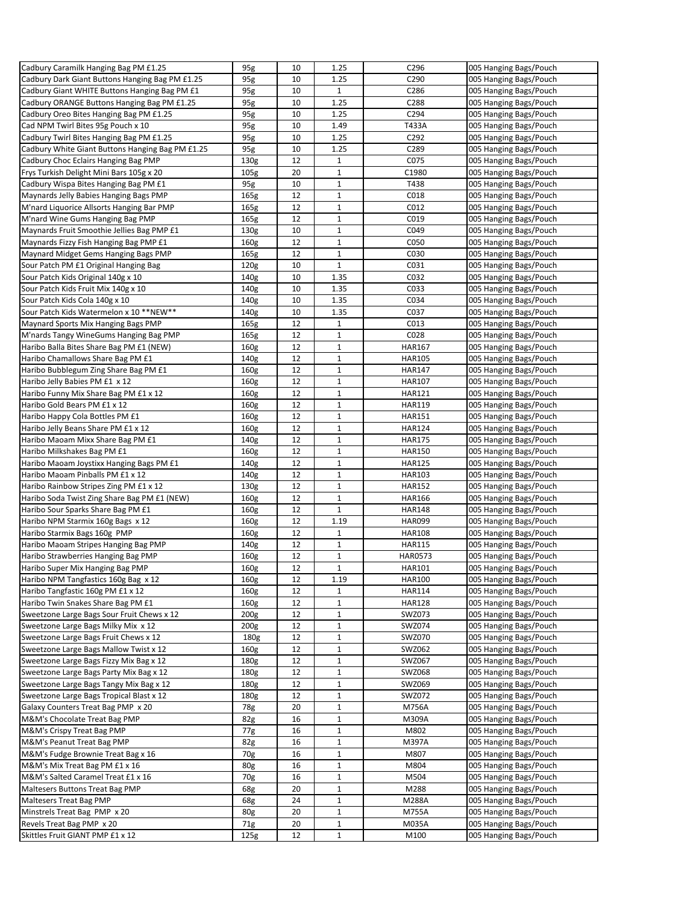| | | | | | |
|---|---|---|---|---|---|
| Cadbury Caramilk Hanging Bag PM £1.25 | 95g | 10 | 1.25 | C296 | 005 Hanging Bags/Pouch |
| Cadbury Dark Giant Buttons Hanging Bag PM £1.25 | 95g | 10 | 1.25 | C290 | 005 Hanging Bags/Pouch |
| Cadbury Giant WHITE Buttons Hanging Bag PM £1 | 95g | 10 | 1 | C286 | 005 Hanging Bags/Pouch |
| Cadbury ORANGE Buttons Hanging Bag PM £1.25 | 95g | 10 | 1.25 | C288 | 005 Hanging Bags/Pouch |
| Cadbury Oreo Bites Hanging Bag PM £1.25 | 95g | 10 | 1.25 | C294 | 005 Hanging Bags/Pouch |
| Cad NPM Twirl Bites 95g Pouch x 10 | 95g | 10 | 1.49 | T433A | 005 Hanging Bags/Pouch |
| Cadbury Twirl Bites Hanging Bag PM £1.25 | 95g | 10 | 1.25 | C292 | 005 Hanging Bags/Pouch |
| Cadbury White Giant Buttons Hanging Bag PM £1.25 | 95g | 10 | 1.25 | C289 | 005 Hanging Bags/Pouch |
| Cadbury Choc Eclairs Hanging Bag PMP | 130g | 12 | 1 | C075 | 005 Hanging Bags/Pouch |
| Frys Turkish Delight Mini Bars 105g x 20 | 105g | 20 | 1 | C1980 | 005 Hanging Bags/Pouch |
| Cadbury Wispa Bites Hanging Bag PM £1 | 95g | 10 | 1 | T438 | 005 Hanging Bags/Pouch |
| Maynards Jelly Babies Hanging Bags PMP | 165g | 12 | 1 | C018 | 005 Hanging Bags/Pouch |
| M'nard Liquorice Allsorts Hanging Bar PMP | 165g | 12 | 1 | C012 | 005 Hanging Bags/Pouch |
| M'nard Wine Gums Hanging Bag PMP | 165g | 12 | 1 | C019 | 005 Hanging Bags/Pouch |
| Maynards Fruit Smoothie Jellies Bag PMP £1 | 130g | 10 | 1 | C049 | 005 Hanging Bags/Pouch |
| Maynards Fizzy Fish Hanging Bag PMP £1 | 160g | 12 | 1 | C050 | 005 Hanging Bags/Pouch |
| Maynard Midget Gems Hanging Bags PMP | 165g | 12 | 1 | C030 | 005 Hanging Bags/Pouch |
| Sour Patch PM £1 Original Hanging Bag | 120g | 10 | 1 | C031 | 005 Hanging Bags/Pouch |
| Sour Patch Kids Original 140g x 10 | 140g | 10 | 1.35 | C032 | 005 Hanging Bags/Pouch |
| Sour Patch Kids Fruit Mix 140g x 10 | 140g | 10 | 1.35 | C033 | 005 Hanging Bags/Pouch |
| Sour Patch Kids Cola 140g x 10 | 140g | 10 | 1.35 | C034 | 005 Hanging Bags/Pouch |
| Sour Patch Kids Watermelon x 10 **NEW** | 140g | 10 | 1.35 | C037 | 005 Hanging Bags/Pouch |
| Maynard Sports Mix Hanging Bags PMP | 165g | 12 | 1 | C013 | 005 Hanging Bags/Pouch |
| M'nards Tangy WineGums Hanging Bag PMP | 165g | 12 | 1 | C028 | 005 Hanging Bags/Pouch |
| Haribo Balla Bites Share Bag PM £1 (NEW) | 160g | 12 | 1 | HAR167 | 005 Hanging Bags/Pouch |
| Haribo Chamallows Share Bag PM £1 | 140g | 12 | 1 | HAR105 | 005 Hanging Bags/Pouch |
| Haribo Bubblegum Zing Share Bag PM £1 | 160g | 12 | 1 | HAR147 | 005 Hanging Bags/Pouch |
| Haribo Jelly Babies PM £1 x 12 | 160g | 12 | 1 | HAR107 | 005 Hanging Bags/Pouch |
| Haribo Funny Mix Share Bag PM £1 x 12 | 160g | 12 | 1 | HAR121 | 005 Hanging Bags/Pouch |
| Haribo Gold Bears PM £1 x 12 | 160g | 12 | 1 | HAR119 | 005 Hanging Bags/Pouch |
| Haribo Happy Cola Bottles PM £1 | 160g | 12 | 1 | HAR151 | 005 Hanging Bags/Pouch |
| Haribo Jelly Beans Share PM £1 x 12 | 160g | 12 | 1 | HAR124 | 005 Hanging Bags/Pouch |
| Haribo Maoam Mixx Share Bag PM £1 | 140g | 12 | 1 | HAR175 | 005 Hanging Bags/Pouch |
| Haribo Milkshakes Bag PM £1 | 160g | 12 | 1 | HAR150 | 005 Hanging Bags/Pouch |
| Haribo Maoam Joystixx Hanging Bags PM £1 | 140g | 12 | 1 | HAR125 | 005 Hanging Bags/Pouch |
| Haribo Maoam Pinballs PM £1 x 12 | 140g | 12 | 1 | HAR103 | 005 Hanging Bags/Pouch |
| Haribo Rainbow Stripes Zing PM £1 x 12 | 130g | 12 | 1 | HAR152 | 005 Hanging Bags/Pouch |
| Haribo Soda Twist Zing Share Bag PM £1 (NEW) | 160g | 12 | 1 | HAR166 | 005 Hanging Bags/Pouch |
| Haribo Sour Sparks Share Bag PM £1 | 160g | 12 | 1 | HAR148 | 005 Hanging Bags/Pouch |
| Haribo NPM Starmix 160g Bags x 12 | 160g | 12 | 1.19 | HAR099 | 005 Hanging Bags/Pouch |
| Haribo Starmix Bags 160g PMP | 160g | 12 | 1 | HAR108 | 005 Hanging Bags/Pouch |
| Haribo Maoam Stripes Hanging Bag PMP | 140g | 12 | 1 | HAR115 | 005 Hanging Bags/Pouch |
| Haribo Strawberries Hanging Bag PMP | 160g | 12 | 1 | HAR0573 | 005 Hanging Bags/Pouch |
| Haribo Super Mix Hanging Bag PMP | 160g | 12 | 1 | HAR101 | 005 Hanging Bags/Pouch |
| Haribo NPM Tangfastics 160g Bag x 12 | 160g | 12 | 1.19 | HAR100 | 005 Hanging Bags/Pouch |
| Haribo Tangfastic 160g PM £1 x 12 | 160g | 12 | 1 | HAR114 | 005 Hanging Bags/Pouch |
| Haribo Twin Snakes Share Bag PM £1 | 160g | 12 | 1 | HAR128 | 005 Hanging Bags/Pouch |
| Sweetzone Large Bags Sour Fruit Chews x 12 | 200g | 12 | 1 | SWZ073 | 005 Hanging Bags/Pouch |
| Sweetzone Large Bags Milky Mix x 12 | 200g | 12 | 1 | SWZ074 | 005 Hanging Bags/Pouch |
| Sweetzone Large Bags Fruit Chews x 12 | 180g | 12 | 1 | SWZ070 | 005 Hanging Bags/Pouch |
| Sweetzone Large Bags Mallow Twist x 12 | 160g | 12 | 1 | SWZ062 | 005 Hanging Bags/Pouch |
| Sweetzone Large Bags Fizzy Mix Bag x 12 | 180g | 12 | 1 | SWZ067 | 005 Hanging Bags/Pouch |
| Sweetzone Large Bags Party Mix Bag x 12 | 180g | 12 | 1 | SWZ068 | 005 Hanging Bags/Pouch |
| Sweetzone Large Bags Tangy Mix Bag x 12 | 180g | 12 | 1 | SWZ069 | 005 Hanging Bags/Pouch |
| Sweetzone Large Bags Tropical Blast x 12 | 180g | 12 | 1 | SWZ072 | 005 Hanging Bags/Pouch |
| Galaxy Counters Treat Bag PMP x 20 | 78g | 20 | 1 | M756A | 005 Hanging Bags/Pouch |
| M&M's Chocolate Treat Bag PMP | 82g | 16 | 1 | M309A | 005 Hanging Bags/Pouch |
| M&M's Crispy Treat Bag PMP | 77g | 16 | 1 | M802 | 005 Hanging Bags/Pouch |
| M&M's Peanut Treat Bag PMP | 82g | 16 | 1 | M397A | 005 Hanging Bags/Pouch |
| M&M's Fudge Brownie Treat Bag x 16 | 70g | 16 | 1 | M807 | 005 Hanging Bags/Pouch |
| M&M's Mix Treat Bag PM £1 x 16 | 80g | 16 | 1 | M804 | 005 Hanging Bags/Pouch |
| M&M's Salted Caramel Treat £1 x 16 | 70g | 16 | 1 | M504 | 005 Hanging Bags/Pouch |
| Maltesers Buttons Treat Bag PMP | 68g | 20 | 1 | M288 | 005 Hanging Bags/Pouch |
| Maltesers Treat Bag PMP | 68g | 24 | 1 | M288A | 005 Hanging Bags/Pouch |
| Minstrels Treat Bag PMP x 20 | 80g | 20 | 1 | M755A | 005 Hanging Bags/Pouch |
| Revels Treat Bag PMP x 20 | 71g | 20 | 1 | M035A | 005 Hanging Bags/Pouch |
| Skittles Fruit GIANT PMP £1 x 12 | 125g | 12 | 1 | M100 | 005 Hanging Bags/Pouch |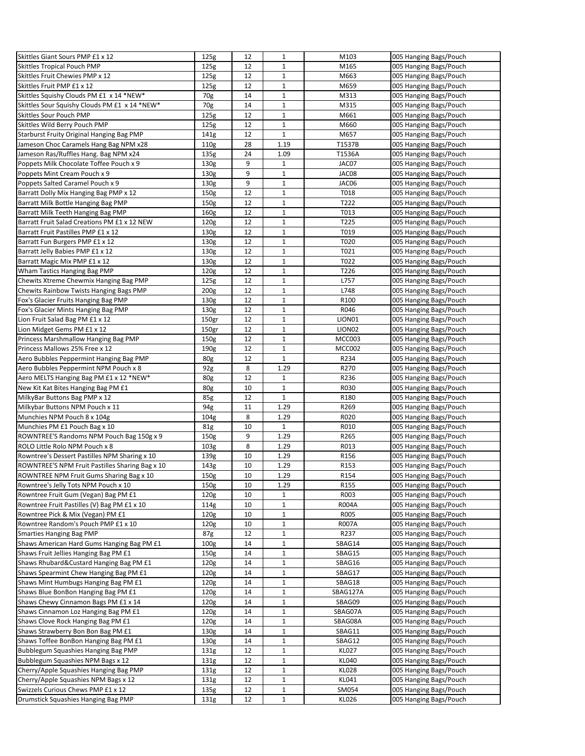| | | | | | |
|---|---|---|---|---|---|
| Skittles Giant Sours PMP £1 x 12 | 125g | 12 | 1 | M103 | 005 Hanging Bags/Pouch |
| Skittles Tropical Pouch PMP | 125g | 12 | 1 | M165 | 005 Hanging Bags/Pouch |
| Skittles Fruit Chewies PMP x 12 | 125g | 12 | 1 | M663 | 005 Hanging Bags/Pouch |
| Skittles Fruit PMP £1 x 12 | 125g | 12 | 1 | M659 | 005 Hanging Bags/Pouch |
| Skittles Squishy Clouds PM £1 x 14 *NEW* | 70g | 14 | 1 | M313 | 005 Hanging Bags/Pouch |
| Skittles Sour Squishy Clouds PM £1 x 14 *NEW* | 70g | 14 | 1 | M315 | 005 Hanging Bags/Pouch |
| Skittles Sour Pouch PMP | 125g | 12 | 1 | M661 | 005 Hanging Bags/Pouch |
| Skittles Wild Berry Pouch PMP | 125g | 12 | 1 | M660 | 005 Hanging Bags/Pouch |
| Starburst Fruity Original Hanging Bag PMP | 141g | 12 | 1 | M657 | 005 Hanging Bags/Pouch |
| Jameson Choc Caramels Hang Bag NPM x28 | 110g | 28 | 1.19 | T1537B | 005 Hanging Bags/Pouch |
| Jameson Ras/Ruffles Hang. Bag NPM x24 | 135g | 24 | 1.09 | T1536A | 005 Hanging Bags/Pouch |
| Poppets Milk Chocolate Toffee Pouch x 9 | 130g | 9 | 1 | JAC07 | 005 Hanging Bags/Pouch |
| Poppets Mint Cream Pouch x 9 | 130g | 9 | 1 | JAC08 | 005 Hanging Bags/Pouch |
| Poppets Salted Caramel Pouch x 9 | 130g | 9 | 1 | JAC06 | 005 Hanging Bags/Pouch |
| Barratt Dolly Mix Hanging Bag PMP x 12 | 150g | 12 | 1 | T018 | 005 Hanging Bags/Pouch |
| Barratt Milk Bottle Hanging Bag PMP | 150g | 12 | 1 | T222 | 005 Hanging Bags/Pouch |
| Barratt Milk Teeth Hanging Bag PMP | 160g | 12 | 1 | T013 | 005 Hanging Bags/Pouch |
| Barratt Fruit Salad Creations PM £1 x 12 NEW | 120g | 12 | 1 | T225 | 005 Hanging Bags/Pouch |
| Barratt Fruit Pastilles PMP £1 x 12 | 130g | 12 | 1 | T019 | 005 Hanging Bags/Pouch |
| Barratt Fun Burgers PMP £1 x 12 | 130g | 12 | 1 | T020 | 005 Hanging Bags/Pouch |
| Barratt Jelly Babies PMP £1 x 12 | 130g | 12 | 1 | T021 | 005 Hanging Bags/Pouch |
| Barratt Magic Mix PMP £1 x 12 | 130g | 12 | 1 | T022 | 005 Hanging Bags/Pouch |
| Wham Tastics Hanging Bag PMP | 120g | 12 | 1 | T226 | 005 Hanging Bags/Pouch |
| Chewits Xtreme Chewmix Hanging Bag PMP | 125g | 12 | 1 | L757 | 005 Hanging Bags/Pouch |
| Chewits Rainbow Twists Hanging Bags PMP | 200g | 12 | 1 | L748 | 005 Hanging Bags/Pouch |
| Fox's Glacier Fruits Hanging Bag PMP | 130g | 12 | 1 | R100 | 005 Hanging Bags/Pouch |
| Fox's Glacier Mints Hanging Bag PMP | 130g | 12 | 1 | R046 | 005 Hanging Bags/Pouch |
| Lion Fruit Salad Bag PM £1 x 12 | 150gr | 12 | 1 | LION01 | 005 Hanging Bags/Pouch |
| Lion Midget Gems PM £1 x 12 | 150gr | 12 | 1 | LION02 | 005 Hanging Bags/Pouch |
| Princess Marshmallow Hanging Bag PMP | 150g | 12 | 1 | MCC003 | 005 Hanging Bags/Pouch |
| Princess Mallows 25% Free x 12 | 190g | 12 | 1 | MCC002 | 005 Hanging Bags/Pouch |
| Aero Bubbles Peppermint Hanging Bag PMP | 80g | 12 | 1 | R234 | 005 Hanging Bags/Pouch |
| Aero Bubbles Peppermint NPM Pouch x 8 | 92g | 8 | 1.29 | R270 | 005 Hanging Bags/Pouch |
| Aero MELTS Hanging Bag PM £1 x 12 *NEW* | 80g | 12 | 1 | R236 | 005 Hanging Bags/Pouch |
| New Kit Kat Bites Hanging Bag PM £1 | 80g | 10 | 1 | R030 | 005 Hanging Bags/Pouch |
| MilkyBar Buttons Bag PMP x 12 | 85g | 12 | 1 | R180 | 005 Hanging Bags/Pouch |
| Milkybar Buttons NPM Pouch x 11 | 94g | 11 | 1.29 | R269 | 005 Hanging Bags/Pouch |
| Munchies NPM Pouch 8 x 104g | 104g | 8 | 1.29 | R020 | 005 Hanging Bags/Pouch |
| Munchies PM £1 Pouch Bag x 10 | 81g | 10 | 1 | R010 | 005 Hanging Bags/Pouch |
| ROWNTREE'S Randoms NPM Pouch Bag 150g x 9 | 150g | 9 | 1.29 | R265 | 005 Hanging Bags/Pouch |
| ROLO Little Rolo NPM Pouch x 8 | 103g | 8 | 1.29 | R013 | 005 Hanging Bags/Pouch |
| Rowntree's Dessert Pastilles NPM Sharing x 10 | 139g | 10 | 1.29 | R156 | 005 Hanging Bags/Pouch |
| ROWNTREE'S NPM Fruit Pastilles Sharing Bag x 10 | 143g | 10 | 1.29 | R153 | 005 Hanging Bags/Pouch |
| ROWNTREE NPM Fruit Gums Sharing Bag x 10 | 150g | 10 | 1.29 | R154 | 005 Hanging Bags/Pouch |
| Rowntree's Jelly Tots NPM Pouch x 10 | 150g | 10 | 1.29 | R155 | 005 Hanging Bags/Pouch |
| Rowntree Fruit Gum (Vegan) Bag PM £1 | 120g | 10 | 1 | R003 | 005 Hanging Bags/Pouch |
| Rowntree Fruit Pastilles (V) Bag PM £1 x 10 | 114g | 10 | 1 | R004A | 005 Hanging Bags/Pouch |
| Rowntree Pick & Mix (Vegan) PM £1 | 120g | 10 | 1 | R005 | 005 Hanging Bags/Pouch |
| Rowntree Random's Pouch PMP £1 x 10 | 120g | 10 | 1 | R007A | 005 Hanging Bags/Pouch |
| Smarties Hanging Bag PMP | 87g | 12 | 1 | R237 | 005 Hanging Bags/Pouch |
| Shaws American Hard Gums Hanging Bag PM £1 | 100g | 14 | 1 | SBAG14 | 005 Hanging Bags/Pouch |
| Shaws Fruit Jellies Hanging Bag PM £1 | 150g | 14 | 1 | SBAG15 | 005 Hanging Bags/Pouch |
| Shaws Rhubard&Custard Hanging Bag PM £1 | 120g | 14 | 1 | SBAG16 | 005 Hanging Bags/Pouch |
| Shaws Spearmint Chew Hanging Bag PM £1 | 120g | 14 | 1 | SBAG17 | 005 Hanging Bags/Pouch |
| Shaws Mint Humbugs Hanging Bag PM £1 | 120g | 14 | 1 | SBAG18 | 005 Hanging Bags/Pouch |
| Shaws Blue BonBon Hanging Bag PM £1 | 120g | 14 | 1 | SBAG127A | 005 Hanging Bags/Pouch |
| Shaws Chewy Cinnamon Bags PM £1 x 14 | 120g | 14 | 1 | SBAG09 | 005 Hanging Bags/Pouch |
| Shaws Cinnamon Loz Hanging Bag PM £1 | 120g | 14 | 1 | SBAG07A | 005 Hanging Bags/Pouch |
| Shaws Clove Rock Hanging Bag PM £1 | 120g | 14 | 1 | SBAG08A | 005 Hanging Bags/Pouch |
| Shaws Strawberry Bon Bon Bag PM £1 | 130g | 14 | 1 | SBAG11 | 005 Hanging Bags/Pouch |
| Shaws Toffee BonBon Hanging Bag PM £1 | 130g | 14 | 1 | SBAG12 | 005 Hanging Bags/Pouch |
| Bubblegum Squashies Hanging Bag PMP | 131g | 12 | 1 | KL027 | 005 Hanging Bags/Pouch |
| Bubblegum Squashies NPM Bags x 12 | 131g | 12 | 1 | KL040 | 005 Hanging Bags/Pouch |
| Cherry/Apple Squashies Hanging Bag PMP | 131g | 12 | 1 | KL028 | 005 Hanging Bags/Pouch |
| Cherry/Apple Squashies NPM Bags x 12 | 131g | 12 | 1 | KL041 | 005 Hanging Bags/Pouch |
| Swizzels Curious Chews PMP £1 x 12 | 135g | 12 | 1 | SM054 | 005 Hanging Bags/Pouch |
| Drumstick Squashies Hanging Bag PMP | 131g | 12 | 1 | KL026 | 005 Hanging Bags/Pouch |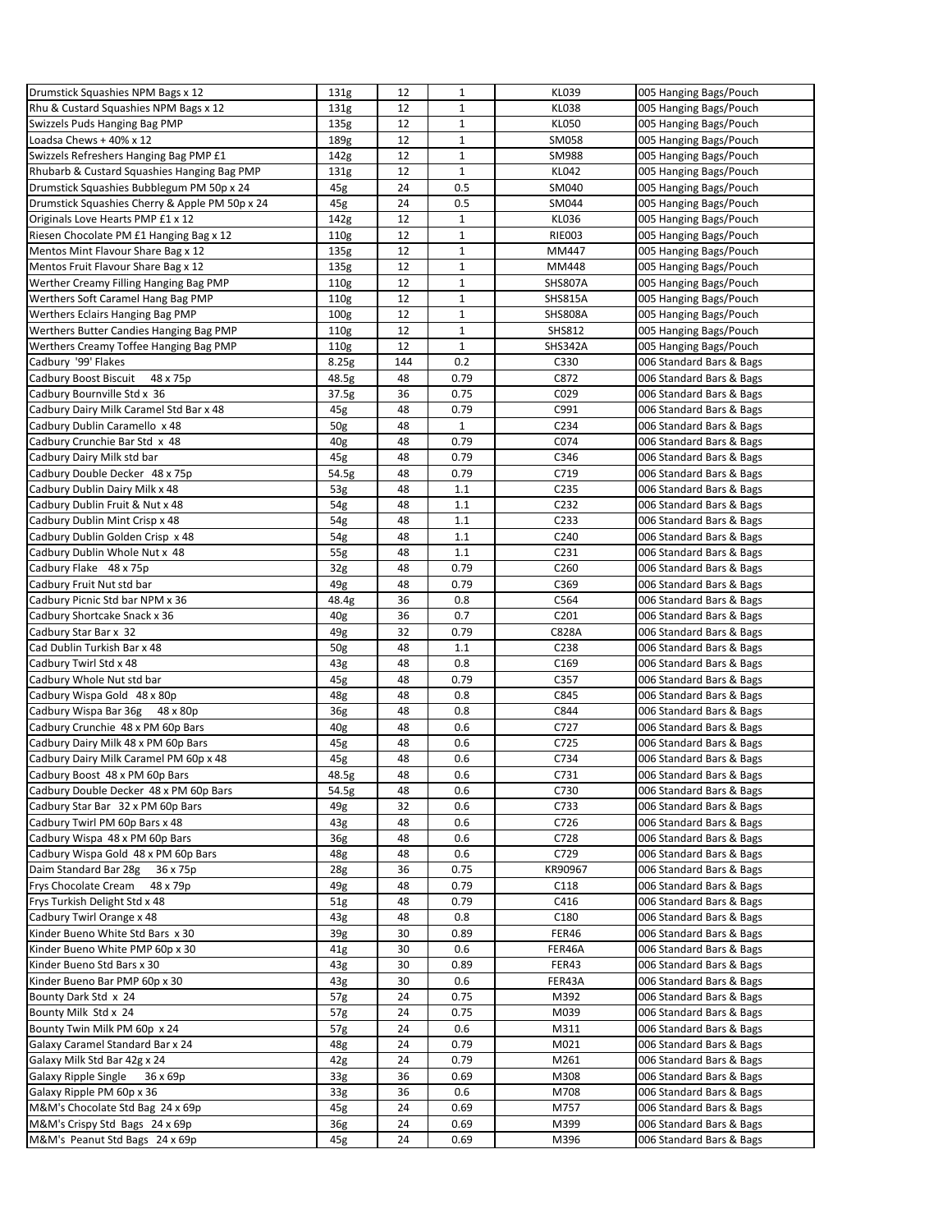| | | | | | |
|---|---|---|---|---|---|
| Drumstick Squashies NPM Bags x 12 | 131g | 12 | 1 | KL039 | 005 Hanging Bags/Pouch |
| Rhu & Custard Squashies NPM Bags x 12 | 131g | 12 | 1 | KL038 | 005 Hanging Bags/Pouch |
| Swizzels Puds Hanging Bag PMP | 135g | 12 | 1 | KL050 | 005 Hanging Bags/Pouch |
| Loadsa Chews + 40% x 12 | 189g | 12 | 1 | SM058 | 005 Hanging Bags/Pouch |
| Swizzels Refreshers Hanging Bag PMP £1 | 142g | 12 | 1 | SM988 | 005 Hanging Bags/Pouch |
| Rhubarb & Custard Squashies Hanging Bag PMP | 131g | 12 | 1 | KL042 | 005 Hanging Bags/Pouch |
| Drumstick Squashies Bubblegum PM 50p x 24 | 45g | 24 | 0.5 | SM040 | 005 Hanging Bags/Pouch |
| Drumstick Squashies Cherry & Apple PM 50p x 24 | 45g | 24 | 0.5 | SM044 | 005 Hanging Bags/Pouch |
| Originals Love Hearts PMP £1 x 12 | 142g | 12 | 1 | KL036 | 005 Hanging Bags/Pouch |
| Riesen Chocolate PM £1 Hanging Bag x 12 | 110g | 12 | 1 | RIE003 | 005 Hanging Bags/Pouch |
| Mentos Mint Flavour Share Bag x 12 | 135g | 12 | 1 | MM447 | 005 Hanging Bags/Pouch |
| Mentos Fruit Flavour Share Bag x 12 | 135g | 12 | 1 | MM448 | 005 Hanging Bags/Pouch |
| Werther Creamy Filling Hanging Bag PMP | 110g | 12 | 1 | SHS807A | 005 Hanging Bags/Pouch |
| Werthers Soft Caramel Hang Bag PMP | 110g | 12 | 1 | SHS815A | 005 Hanging Bags/Pouch |
| Werthers Eclairs Hanging Bag PMP | 100g | 12 | 1 | SHS808A | 005 Hanging Bags/Pouch |
| Werthers Butter Candies Hanging Bag PMP | 110g | 12 | 1 | SHS812 | 005 Hanging Bags/Pouch |
| Werthers Creamy Toffee Hanging Bag PMP | 110g | 12 | 1 | SHS342A | 005 Hanging Bags/Pouch |
| Cadbury '99' Flakes | 8.25g | 144 | 0.2 | C330 | 006 Standard Bars & Bags |
| Cadbury Boost Biscuit 48 x 75p | 48.5g | 48 | 0.79 | C872 | 006 Standard Bars & Bags |
| Cadbury Bournville Std x 36 | 37.5g | 36 | 0.75 | C029 | 006 Standard Bars & Bags |
| Cadbury Dairy Milk Caramel Std Bar x 48 | 45g | 48 | 0.79 | C991 | 006 Standard Bars & Bags |
| Cadbury Dublin Caramello x 48 | 50g | 48 | 1 | C234 | 006 Standard Bars & Bags |
| Cadbury Crunchie Bar Std x 48 | 40g | 48 | 0.79 | C074 | 006 Standard Bars & Bags |
| Cadbury Dairy Milk std bar | 45g | 48 | 0.79 | C346 | 006 Standard Bars & Bags |
| Cadbury Double Decker 48 x 75p | 54.5g | 48 | 0.79 | C719 | 006 Standard Bars & Bags |
| Cadbury Dublin Dairy Milk x 48 | 53g | 48 | 1.1 | C235 | 006 Standard Bars & Bags |
| Cadbury Dublin Fruit & Nut x 48 | 54g | 48 | 1.1 | C232 | 006 Standard Bars & Bags |
| Cadbury Dublin Mint Crisp x 48 | 54g | 48 | 1.1 | C233 | 006 Standard Bars & Bags |
| Cadbury Dublin Golden Crisp x 48 | 54g | 48 | 1.1 | C240 | 006 Standard Bars & Bags |
| Cadbury Dublin Whole Nut x 48 | 55g | 48 | 1.1 | C231 | 006 Standard Bars & Bags |
| Cadbury Flake 48 x 75p | 32g | 48 | 0.79 | C260 | 006 Standard Bars & Bags |
| Cadbury Fruit Nut std bar | 49g | 48 | 0.79 | C369 | 006 Standard Bars & Bags |
| Cadbury Picnic Std bar NPM x 36 | 48.4g | 36 | 0.8 | C564 | 006 Standard Bars & Bags |
| Cadbury Shortcake Snack x 36 | 40g | 36 | 0.7 | C201 | 006 Standard Bars & Bags |
| Cadbury Star Bar x 32 | 49g | 32 | 0.79 | C828A | 006 Standard Bars & Bags |
| Cad Dublin Turkish Bar x 48 | 50g | 48 | 1.1 | C238 | 006 Standard Bars & Bags |
| Cadbury Twirl Std x 48 | 43g | 48 | 0.8 | C169 | 006 Standard Bars & Bags |
| Cadbury Whole Nut std bar | 45g | 48 | 0.79 | C357 | 006 Standard Bars & Bags |
| Cadbury Wispa Gold 48 x 80p | 48g | 48 | 0.8 | C845 | 006 Standard Bars & Bags |
| Cadbury Wispa Bar 36g 48 x 80p | 36g | 48 | 0.8 | C844 | 006 Standard Bars & Bags |
| Cadbury Crunchie 48 x PM 60p Bars | 40g | 48 | 0.6 | C727 | 006 Standard Bars & Bags |
| Cadbury Dairy Milk 48 x PM 60p Bars | 45g | 48 | 0.6 | C725 | 006 Standard Bars & Bags |
| Cadbury Dairy Milk Caramel PM 60p x 48 | 45g | 48 | 0.6 | C734 | 006 Standard Bars & Bags |
| Cadbury Boost 48 x PM 60p Bars | 48.5g | 48 | 0.6 | C731 | 006 Standard Bars & Bags |
| Cadbury Double Decker 48 x PM 60p Bars | 54.5g | 48 | 0.6 | C730 | 006 Standard Bars & Bags |
| Cadbury Star Bar 32 x PM 60p Bars | 49g | 32 | 0.6 | C733 | 006 Standard Bars & Bags |
| Cadbury Twirl PM 60p Bars x 48 | 43g | 48 | 0.6 | C726 | 006 Standard Bars & Bags |
| Cadbury Wispa 48 x PM 60p Bars | 36g | 48 | 0.6 | C728 | 006 Standard Bars & Bags |
| Cadbury Wispa Gold 48 x PM 60p Bars | 48g | 48 | 0.6 | C729 | 006 Standard Bars & Bags |
| Daim Standard Bar 28g 36 x 75p | 28g | 36 | 0.75 | KR90967 | 006 Standard Bars & Bags |
| Frys Chocolate Cream 48 x 79p | 49g | 48 | 0.79 | C118 | 006 Standard Bars & Bags |
| Frys Turkish Delight Std x 48 | 51g | 48 | 0.79 | C416 | 006 Standard Bars & Bags |
| Cadbury Twirl Orange x 48 | 43g | 48 | 0.8 | C180 | 006 Standard Bars & Bags |
| Kinder Bueno White Std Bars x 30 | 39g | 30 | 0.89 | FER46 | 006 Standard Bars & Bags |
| Kinder Bueno White PMP 60p x 30 | 41g | 30 | 0.6 | FER46A | 006 Standard Bars & Bags |
| Kinder Bueno Std Bars x 30 | 43g | 30 | 0.89 | FER43 | 006 Standard Bars & Bags |
| Kinder Bueno Bar PMP 60p x 30 | 43g | 30 | 0.6 | FER43A | 006 Standard Bars & Bags |
| Bounty Dark Std x 24 | 57g | 24 | 0.75 | M392 | 006 Standard Bars & Bags |
| Bounty Milk Std x 24 | 57g | 24 | 0.75 | M039 | 006 Standard Bars & Bags |
| Bounty Twin Milk PM 60p x 24 | 57g | 24 | 0.6 | M311 | 006 Standard Bars & Bags |
| Galaxy Caramel Standard Bar x 24 | 48g | 24 | 0.79 | M021 | 006 Standard Bars & Bags |
| Galaxy Milk Std Bar 42g x 24 | 42g | 24 | 0.79 | M261 | 006 Standard Bars & Bags |
| Galaxy Ripple Single 36 x 69p | 33g | 36 | 0.69 | M308 | 006 Standard Bars & Bags |
| Galaxy Ripple PM 60p x 36 | 33g | 36 | 0.6 | M708 | 006 Standard Bars & Bags |
| M&M's Chocolate Std Bag 24 x 69p | 45g | 24 | 0.69 | M757 | 006 Standard Bars & Bags |
| M&M's Crispy Std Bags 24 x 69p | 36g | 24 | 0.69 | M399 | 006 Standard Bars & Bags |
| M&M's Peanut Std Bags 24 x 69p | 45g | 24 | 0.69 | M396 | 006 Standard Bars & Bags |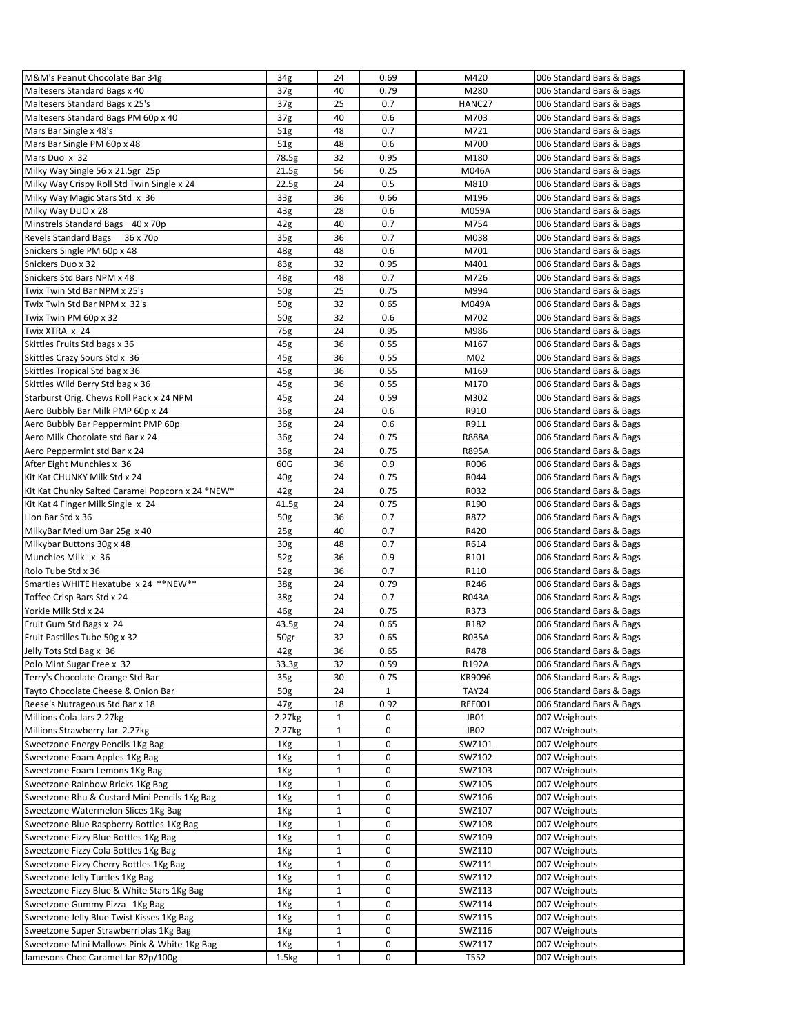| | | | | | |
|---|---|---|---|---|---|
| M&M's Peanut Chocolate Bar 34g | 34g | 24 | 0.69 | M420 | 006 Standard Bars & Bags |
| Maltesers Standard Bags x 40 | 37g | 40 | 0.79 | M280 | 006 Standard Bars & Bags |
| Maltesers Standard Bags x 25's | 37g | 25 | 0.7 | HANC27 | 006 Standard Bars & Bags |
| Maltesers Standard Bags PM 60p x 40 | 37g | 40 | 0.6 | M703 | 006 Standard Bars & Bags |
| Mars Bar Single x 48's | 51g | 48 | 0.7 | M721 | 006 Standard Bars & Bags |
| Mars Bar Single PM 60p x 48 | 51g | 48 | 0.6 | M700 | 006 Standard Bars & Bags |
| Mars Duo x 32 | 78.5g | 32 | 0.95 | M180 | 006 Standard Bars & Bags |
| Milky Way Single 56 x 21.5gr 25p | 21.5g | 56 | 0.25 | M046A | 006 Standard Bars & Bags |
| Milky Way Crispy Roll Std Twin Single x 24 | 22.5g | 24 | 0.5 | M810 | 006 Standard Bars & Bags |
| Milky Way Magic Stars Std x 36 | 33g | 36 | 0.66 | M196 | 006 Standard Bars & Bags |
| Milky Way DUO x 28 | 43g | 28 | 0.6 | M059A | 006 Standard Bars & Bags |
| Minstrels Standard Bags 40 x 70p | 42g | 40 | 0.7 | M754 | 006 Standard Bars & Bags |
| Revels Standard Bags 36 x 70p | 35g | 36 | 0.7 | M038 | 006 Standard Bars & Bags |
| Snickers Single PM 60p x 48 | 48g | 48 | 0.6 | M701 | 006 Standard Bars & Bags |
| Snickers Duo x 32 | 83g | 32 | 0.95 | M401 | 006 Standard Bars & Bags |
| Snickers Std Bars NPM x 48 | 48g | 48 | 0.7 | M726 | 006 Standard Bars & Bags |
| Twix Twin Std Bar NPM x 25's | 50g | 25 | 0.75 | M994 | 006 Standard Bars & Bags |
| Twix Twin Std Bar NPM x 32's | 50g | 32 | 0.65 | M049A | 006 Standard Bars & Bags |
| Twix Twin PM 60p x 32 | 50g | 32 | 0.6 | M702 | 006 Standard Bars & Bags |
| Twix XTRA x 24 | 75g | 24 | 0.95 | M986 | 006 Standard Bars & Bags |
| Skittles Fruits Std bags x 36 | 45g | 36 | 0.55 | M167 | 006 Standard Bars & Bags |
| Skittles Crazy Sours Std x 36 | 45g | 36 | 0.55 | M02 | 006 Standard Bars & Bags |
| Skittles Tropical Std bag x 36 | 45g | 36 | 0.55 | M169 | 006 Standard Bars & Bags |
| Skittles Wild Berry Std bag x 36 | 45g | 36 | 0.55 | M170 | 006 Standard Bars & Bags |
| Starburst Orig. Chews Roll Pack x 24 NPM | 45g | 24 | 0.59 | M302 | 006 Standard Bars & Bags |
| Aero Bubbly Bar Milk PMP 60p x 24 | 36g | 24 | 0.6 | R910 | 006 Standard Bars & Bags |
| Aero Bubbly Bar Peppermint PMP 60p | 36g | 24 | 0.6 | R911 | 006 Standard Bars & Bags |
| Aero Milk Chocolate std Bar x 24 | 36g | 24 | 0.75 | R888A | 006 Standard Bars & Bags |
| Aero Peppermint std Bar x 24 | 36g | 24 | 0.75 | R895A | 006 Standard Bars & Bags |
| After Eight Munchies x 36 | 60G | 36 | 0.9 | R006 | 006 Standard Bars & Bags |
| Kit Kat CHUNKY Milk Std x 24 | 40g | 24 | 0.75 | R044 | 006 Standard Bars & Bags |
| Kit Kat Chunky Salted Caramel Popcorn x 24 *NEW* | 42g | 24 | 0.75 | R032 | 006 Standard Bars & Bags |
| Kit Kat 4 Finger Milk Single x 24 | 41.5g | 24 | 0.75 | R190 | 006 Standard Bars & Bags |
| Lion Bar Std x 36 | 50g | 36 | 0.7 | R872 | 006 Standard Bars & Bags |
| MilkyBar Medium Bar 25g x 40 | 25g | 40 | 0.7 | R420 | 006 Standard Bars & Bags |
| Milkybar Buttons 30g x 48 | 30g | 48 | 0.7 | R614 | 006 Standard Bars & Bags |
| Munchies Milk x 36 | 52g | 36 | 0.9 | R101 | 006 Standard Bars & Bags |
| Rolo Tube Std x 36 | 52g | 36 | 0.7 | R110 | 006 Standard Bars & Bags |
| Smarties WHITE Hexatube x 24 **NEW** | 38g | 24 | 0.79 | R246 | 006 Standard Bars & Bags |
| Toffee Crisp Bars Std x 24 | 38g | 24 | 0.7 | R043A | 006 Standard Bars & Bags |
| Yorkie Milk Std x 24 | 46g | 24 | 0.75 | R373 | 006 Standard Bars & Bags |
| Fruit Gum Std Bags x 24 | 43.5g | 24 | 0.65 | R182 | 006 Standard Bars & Bags |
| Fruit Pastilles Tube 50g x 32 | 50gr | 32 | 0.65 | R035A | 006 Standard Bars & Bags |
| Jelly Tots Std Bag x 36 | 42g | 36 | 0.65 | R478 | 006 Standard Bars & Bags |
| Polo Mint Sugar Free x 32 | 33.3g | 32 | 0.59 | R192A | 006 Standard Bars & Bags |
| Terry's Chocolate Orange Std Bar | 35g | 30 | 0.75 | KR9096 | 006 Standard Bars & Bags |
| Tayto Chocolate Cheese & Onion Bar | 50g | 24 | 1 | TAY24 | 006 Standard Bars & Bags |
| Reese's Nutrageous Std Bar x 18 | 47g | 18 | 0.92 | REE001 | 006 Standard Bars & Bags |
| Millions Cola Jars 2.27kg | 2.27kg | 1 | 0 | JB01 | 007 Weighouts |
| Millions Strawberry Jar 2.27kg | 2.27kg | 1 | 0 | JB02 | 007 Weighouts |
| Sweetzone Energy Pencils 1Kg Bag | 1Kg | 1 | 0 | SWZ101 | 007 Weighouts |
| Sweetzone Foam Apples 1Kg Bag | 1Kg | 1 | 0 | SWZ102 | 007 Weighouts |
| Sweetzone Foam Lemons 1Kg Bag | 1Kg | 1 | 0 | SWZ103 | 007 Weighouts |
| Sweetzone Rainbow Bricks 1Kg Bag | 1Kg | 1 | 0 | SWZ105 | 007 Weighouts |
| Sweetzone Rhu & Custard Mini Pencils 1Kg Bag | 1Kg | 1 | 0 | SWZ106 | 007 Weighouts |
| Sweetzone Watermelon Slices 1Kg Bag | 1Kg | 1 | 0 | SWZ107 | 007 Weighouts |
| Sweetzone Blue Raspberry Bottles 1Kg Bag | 1Kg | 1 | 0 | SWZ108 | 007 Weighouts |
| Sweetzone Fizzy Blue Bottles 1Kg Bag | 1Kg | 1 | 0 | SWZ109 | 007 Weighouts |
| Sweetzone Fizzy Cola Bottles 1Kg Bag | 1Kg | 1 | 0 | SWZ110 | 007 Weighouts |
| Sweetzone Fizzy Cherry Bottles 1Kg Bag | 1Kg | 1 | 0 | SWZ111 | 007 Weighouts |
| Sweetzone Jelly Turtles 1Kg Bag | 1Kg | 1 | 0 | SWZ112 | 007 Weighouts |
| Sweetzone Fizzy Blue & White Stars 1Kg Bag | 1Kg | 1 | 0 | SWZ113 | 007 Weighouts |
| Sweetzone Gummy Pizza 1Kg Bag | 1Kg | 1 | 0 | SWZ114 | 007 Weighouts |
| Sweetzone Jelly Blue Twist Kisses 1Kg Bag | 1Kg | 1 | 0 | SWZ115 | 007 Weighouts |
| Sweetzone Super Strawberriolas 1Kg Bag | 1Kg | 1 | 0 | SWZ116 | 007 Weighouts |
| Sweetzone Mini Mallows Pink & White 1Kg Bag | 1Kg | 1 | 0 | SWZ117 | 007 Weighouts |
| Jamesons Choc Caramel Jar 82p/100g | 1.5kg | 1 | 0 | T552 | 007 Weighouts |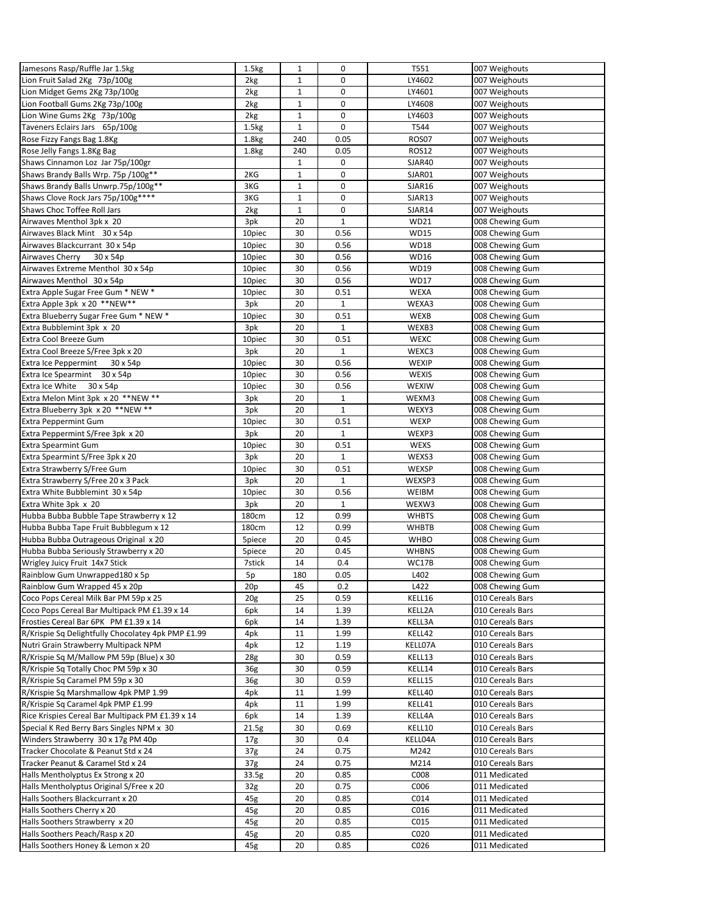| | | | | | |
|---|---|---|---|---|---|
| Jamesons Rasp/Ruffle Jar 1.5kg | 1.5kg | 1 | 0 | T551 | 007 Weighouts |
| Lion Fruit Salad 2Kg 73p/100g | 2kg | 1 | 0 | LY4602 | 007 Weighouts |
| Lion Midget Gems 2Kg 73p/100g | 2kg | 1 | 0 | LY4601 | 007 Weighouts |
| Lion Football Gums 2Kg 73p/100g | 2kg | 1 | 0 | LY4608 | 007 Weighouts |
| Lion Wine Gums 2Kg 73p/100g | 2kg | 1 | 0 | LY4603 | 007 Weighouts |
| Taveners Eclairs Jars 65p/100g | 1.5kg | 1 | 0 | T544 | 007 Weighouts |
| Rose Fizzy Fangs Bag 1.8Kg | 1.8kg | 240 | 0.05 | ROS07 | 007 Weighouts |
| Rose Jelly Fangs 1.8Kg Bag | 1.8kg | 240 | 0.05 | ROS12 | 007 Weighouts |
| Shaws Cinnamon Loz Jar 75p/100gr | | 1 | 0 | SJAR40 | 007 Weighouts |
| Shaws Brandy Balls Wrp. 75p /100g** | 2KG | 1 | 0 | SJAR01 | 007 Weighouts |
| Shaws Brandy Balls Unwrp.75p/100g** | 3KG | 1 | 0 | SJAR16 | 007 Weighouts |
| Shaws Clove Rock Jars 75p/100g**** | 3KG | 1 | 0 | SJAR13 | 007 Weighouts |
| Shaws Choc Toffee Roll Jars | 2kg | 1 | 0 | SJAR14 | 007 Weighouts |
| Airwaves Menthol 3pk x 20 | 3pk | 20 | 1 | WD21 | 008 Chewing Gum |
| Airwaves Black Mint 30 x 54p | 10piec | 30 | 0.56 | WD15 | 008 Chewing Gum |
| Airwaves Blackcurrant 30 x 54p | 10piec | 30 | 0.56 | WD18 | 008 Chewing Gum |
| Airwaves Cherry 30 x 54p | 10piec | 30 | 0.56 | WD16 | 008 Chewing Gum |
| Airwaves Extreme Menthol 30 x 54p | 10piec | 30 | 0.56 | WD19 | 008 Chewing Gum |
| Airwaves Menthol 30 x 54p | 10piec | 30 | 0.56 | WD17 | 008 Chewing Gum |
| Extra Apple Sugar Free Gum * NEW * | 10piec | 30 | 0.51 | WEXA | 008 Chewing Gum |
| Extra Apple 3pk x 20 **NEW** | 3pk | 20 | 1 | WEXA3 | 008 Chewing Gum |
| Extra Blueberry Sugar Free Gum * NEW * | 10piec | 30 | 0.51 | WEXB | 008 Chewing Gum |
| Extra Bubblemint 3pk x 20 | 3pk | 20 | 1 | WEXB3 | 008 Chewing Gum |
| Extra Cool Breeze Gum | 10piec | 30 | 0.51 | WEXC | 008 Chewing Gum |
| Extra Cool Breeze S/Free 3pk x 20 | 3pk | 20 | 1 | WEXC3 | 008 Chewing Gum |
| Extra Ice Peppermint 30 x 54p | 10piec | 30 | 0.56 | WEXIP | 008 Chewing Gum |
| Extra Ice Spearmint 30 x 54p | 10piec | 30 | 0.56 | WEXIS | 008 Chewing Gum |
| Extra Ice White 30 x 54p | 10piec | 30 | 0.56 | WEXIW | 008 Chewing Gum |
| Extra Melon Mint 3pk x 20 **NEW ** | 3pk | 20 | 1 | WEXM3 | 008 Chewing Gum |
| Extra Blueberry 3pk x 20 **NEW ** | 3pk | 20 | 1 | WEXY3 | 008 Chewing Gum |
| Extra Peppermint Gum | 10piec | 30 | 0.51 | WEXP | 008 Chewing Gum |
| Extra Peppermint S/Free 3pk x 20 | 3pk | 20 | 1 | WEXP3 | 008 Chewing Gum |
| Extra Spearmint Gum | 10piec | 30 | 0.51 | WEXS | 008 Chewing Gum |
| Extra Spearmint S/Free 3pk x 20 | 3pk | 20 | 1 | WEXS3 | 008 Chewing Gum |
| Extra Strawberry S/Free Gum | 10piec | 30 | 0.51 | WEXSP | 008 Chewing Gum |
| Extra Strawberry S/Free 20 x 3 Pack | 3pk | 20 | 1 | WEXSP3 | 008 Chewing Gum |
| Extra White Bubblemint 30 x 54p | 10piec | 30 | 0.56 | WEIBM | 008 Chewing Gum |
| Extra White 3pk x 20 | 3pk | 20 | 1 | WEXW3 | 008 Chewing Gum |
| Hubba Bubba Bubble Tape Strawberry x 12 | 180cm | 12 | 0.99 | WHBTS | 008 Chewing Gum |
| Hubba Bubba Tape Fruit Bubblegum x 12 | 180cm | 12 | 0.99 | WHBTB | 008 Chewing Gum |
| Hubba Bubba Outrageous Original x 20 | 5piece | 20 | 0.45 | WHBO | 008 Chewing Gum |
| Hubba Bubba Seriously Strawberry x 20 | 5piece | 20 | 0.45 | WHBNS | 008 Chewing Gum |
| Wrigley Juicy Fruit 14x7 Stick | 7stick | 14 | 0.4 | WC17B | 008 Chewing Gum |
| Rainblow Gum Unwrapped180 x 5p | 5p | 180 | 0.05 | L402 | 008 Chewing Gum |
| Rainblow Gum Wrapped 45 x 20p | 20p | 45 | 0.2 | L422 | 008 Chewing Gum |
| Coco Pops Cereal Milk Bar PM 59p x 25 | 20g | 25 | 0.59 | KELL16 | 010 Cereals Bars |
| Coco Pops Cereal Bar Multipack PM £1.39 x 14 | 6pk | 14 | 1.39 | KELL2A | 010 Cereals Bars |
| Frosties Cereal Bar 6PK PM £1.39 x 14 | 6pk | 14 | 1.39 | KELL3A | 010 Cereals Bars |
| R/Krispie Sq Delightfully Chocolatey 4pk PMP £1.99 | 4pk | 11 | 1.99 | KELL42 | 010 Cereals Bars |
| Nutri Grain Strawberry Multipack NPM | 4pk | 12 | 1.19 | KELL07A | 010 Cereals Bars |
| R/Krispie Sq M/Mallow PM 59p (Blue) x 30 | 28g | 30 | 0.59 | KELL13 | 010 Cereals Bars |
| R/Krispie Sq Totally Choc PM 59p x 30 | 36g | 30 | 0.59 | KELL14 | 010 Cereals Bars |
| R/Krispie Sq Caramel PM 59p x 30 | 36g | 30 | 0.59 | KELL15 | 010 Cereals Bars |
| R/Krispie Sq Marshmallow 4pk PMP 1.99 | 4pk | 11 | 1.99 | KELL40 | 010 Cereals Bars |
| R/Krispie Sq Caramel 4pk PMP £1.99 | 4pk | 11 | 1.99 | KELL41 | 010 Cereals Bars |
| Rice Krispies Cereal Bar Multipack PM £1.39 x 14 | 6pk | 14 | 1.39 | KELL4A | 010 Cereals Bars |
| Special K Red Berry Bars Singles NPM x 30 | 21.5g | 30 | 0.69 | KELL10 | 010 Cereals Bars |
| Winders Strawberry 30 x 17g PM 40p | 17g | 30 | 0.4 | KELL04A | 010 Cereals Bars |
| Tracker Chocolate & Peanut Std x 24 | 37g | 24 | 0.75 | M242 | 010 Cereals Bars |
| Tracker Peanut & Caramel Std x 24 | 37g | 24 | 0.75 | M214 | 010 Cereals Bars |
| Halls Mentholyptus Ex Strong x 20 | 33.5g | 20 | 0.85 | C008 | 011 Medicated |
| Halls Mentholyptus Original S/Free x 20 | 32g | 20 | 0.75 | C006 | 011 Medicated |
| Halls Soothers Blackcurrant x 20 | 45g | 20 | 0.85 | C014 | 011 Medicated |
| Halls Soothers Cherry x 20 | 45g | 20 | 0.85 | C016 | 011 Medicated |
| Halls Soothers Strawberry x 20 | 45g | 20 | 0.85 | C015 | 011 Medicated |
| Halls Soothers Peach/Rasp x 20 | 45g | 20 | 0.85 | C020 | 011 Medicated |
| Halls Soothers Honey & Lemon x 20 | 45g | 20 | 0.85 | C026 | 011 Medicated |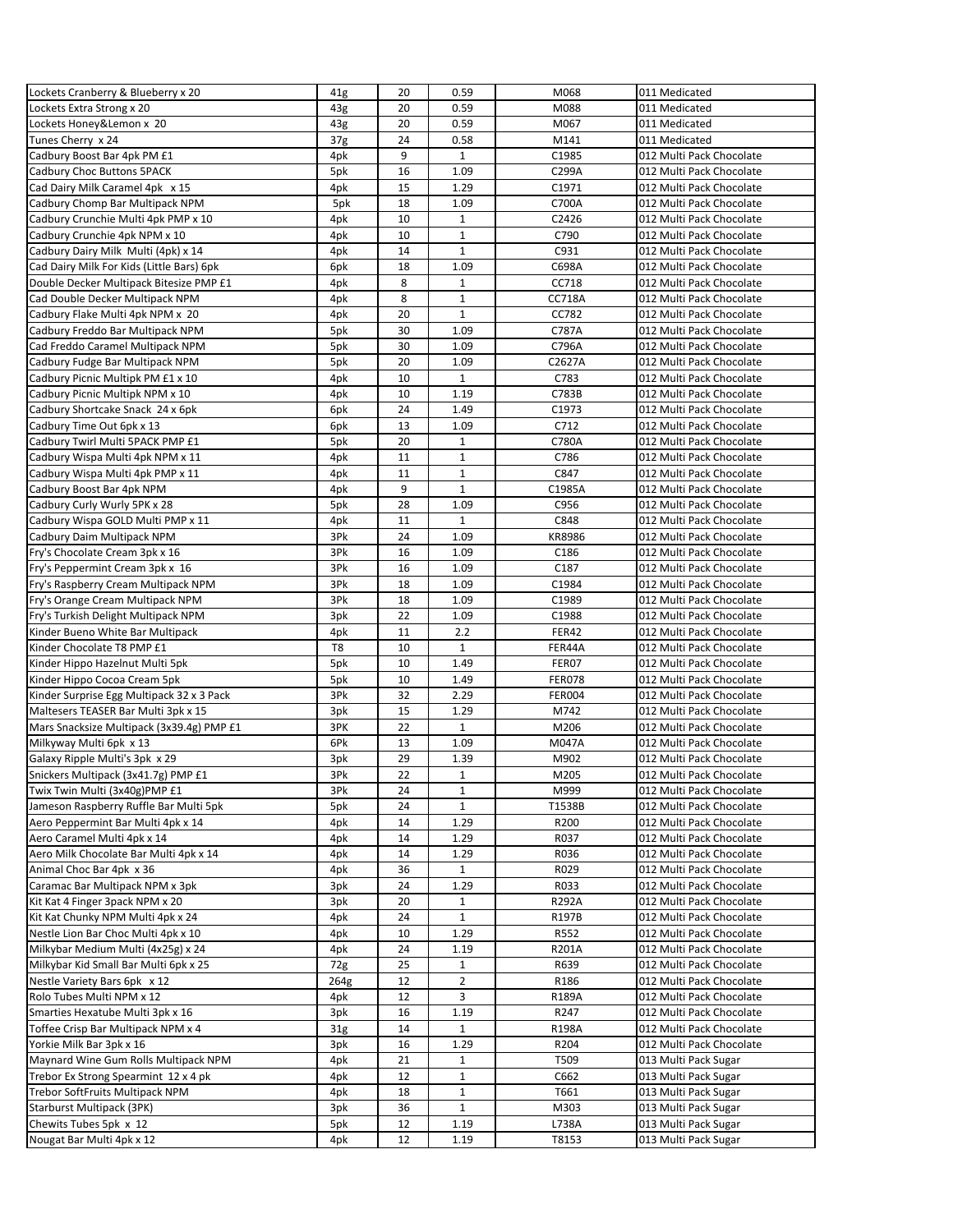| | | | | | |
|---|---|---|---|---|---|
| Lockets Cranberry & Blueberry x 20 | 41g | 20 | 0.59 | M068 | 011 Medicated |
| Lockets Extra Strong x 20 | 43g | 20 | 0.59 | M088 | 011 Medicated |
| Lockets Honey&Lemon x 20 | 43g | 20 | 0.59 | M067 | 011 Medicated |
| Tunes Cherry x 24 | 37g | 24 | 0.58 | M141 | 011 Medicated |
| Cadbury Boost Bar 4pk PM £1 | 4pk | 9 | 1 | C1985 | 012 Multi Pack Chocolate |
| Cadbury Choc Buttons 5PACK | 5pk | 16 | 1.09 | C299A | 012 Multi Pack Chocolate |
| Cad Dairy Milk Caramel 4pk x 15 | 4pk | 15 | 1.29 | C1971 | 012 Multi Pack Chocolate |
| Cadbury Chomp Bar Multipack NPM | 5pk | 18 | 1.09 | C700A | 012 Multi Pack Chocolate |
| Cadbury Crunchie Multi 4pk PMP x 10 | 4pk | 10 | 1 | C2426 | 012 Multi Pack Chocolate |
| Cadbury Crunchie 4pk NPM x 10 | 4pk | 10 | 1 | C790 | 012 Multi Pack Chocolate |
| Cadbury Dairy Milk Multi (4pk) x 14 | 4pk | 14 | 1 | C931 | 012 Multi Pack Chocolate |
| Cad Dairy Milk For Kids (Little Bars) 6pk | 6pk | 18 | 1.09 | C698A | 012 Multi Pack Chocolate |
| Double Decker Multipack Bitesize PMP £1 | 4pk | 8 | 1 | CC718 | 012 Multi Pack Chocolate |
| Cad Double Decker Multipack NPM | 4pk | 8 | 1 | CC718A | 012 Multi Pack Chocolate |
| Cadbury Flake Multi 4pk NPM x 20 | 4pk | 20 | 1 | CC782 | 012 Multi Pack Chocolate |
| Cadbury Freddo Bar Multipack NPM | 5pk | 30 | 1.09 | C787A | 012 Multi Pack Chocolate |
| Cad Freddo Caramel Multipack NPM | 5pk | 30 | 1.09 | C796A | 012 Multi Pack Chocolate |
| Cadbury Fudge Bar Multipack NPM | 5pk | 20 | 1.09 | C2627A | 012 Multi Pack Chocolate |
| Cadbury Picnic Multipk PM £1 x 10 | 4pk | 10 | 1 | C783 | 012 Multi Pack Chocolate |
| Cadbury Picnic Multipk NPM x 10 | 4pk | 10 | 1.19 | C783B | 012 Multi Pack Chocolate |
| Cadbury Shortcake Snack 24 x 6pk | 6pk | 24 | 1.49 | C1973 | 012 Multi Pack Chocolate |
| Cadbury Time Out 6pk x 13 | 6pk | 13 | 1.09 | C712 | 012 Multi Pack Chocolate |
| Cadbury Twirl Multi 5PACK PMP £1 | 5pk | 20 | 1 | C780A | 012 Multi Pack Chocolate |
| Cadbury Wispa Multi 4pk NPM x 11 | 4pk | 11 | 1 | C786 | 012 Multi Pack Chocolate |
| Cadbury Wispa Multi 4pk PMP x 11 | 4pk | 11 | 1 | C847 | 012 Multi Pack Chocolate |
| Cadbury Boost Bar 4pk NPM | 4pk | 9 | 1 | C1985A | 012 Multi Pack Chocolate |
| Cadbury Curly Wurly 5PK x 28 | 5pk | 28 | 1.09 | C956 | 012 Multi Pack Chocolate |
| Cadbury Wispa GOLD Multi PMP x 11 | 4pk | 11 | 1 | C848 | 012 Multi Pack Chocolate |
| Cadbury Daim Multipack NPM | 3Pk | 24 | 1.09 | KR8986 | 012 Multi Pack Chocolate |
| Fry's Chocolate Cream 3pk x 16 | 3Pk | 16 | 1.09 | C186 | 012 Multi Pack Chocolate |
| Fry's Peppermint Cream 3pk x 16 | 3Pk | 16 | 1.09 | C187 | 012 Multi Pack Chocolate |
| Fry's Raspberry Cream Multipack NPM | 3Pk | 18 | 1.09 | C1984 | 012 Multi Pack Chocolate |
| Fry's Orange Cream Multipack NPM | 3Pk | 18 | 1.09 | C1989 | 012 Multi Pack Chocolate |
| Fry's Turkish Delight Multipack NPM | 3pk | 22 | 1.09 | C1988 | 012 Multi Pack Chocolate |
| Kinder Bueno White Bar Multipack | 4pk | 11 | 2.2 | FER42 | 012 Multi Pack Chocolate |
| Kinder Chocolate T8 PMP £1 | T8 | 10 | 1 | FER44A | 012 Multi Pack Chocolate |
| Kinder Hippo Hazelnut Multi 5pk | 5pk | 10 | 1.49 | FER07 | 012 Multi Pack Chocolate |
| Kinder Hippo Cocoa Cream 5pk | 5pk | 10 | 1.49 | FER078 | 012 Multi Pack Chocolate |
| Kinder Surprise Egg Multipack 32 x 3 Pack | 3Pk | 32 | 2.29 | FER004 | 012 Multi Pack Chocolate |
| Maltesers TEASER Bar Multi 3pk x 15 | 3pk | 15 | 1.29 | M742 | 012 Multi Pack Chocolate |
| Mars Snacksize Multipack (3x39.4g) PMP £1 | 3PK | 22 | 1 | M206 | 012 Multi Pack Chocolate |
| Milkyway Multi 6pk x 13 | 6Pk | 13 | 1.09 | M047A | 012 Multi Pack Chocolate |
| Galaxy Ripple Multi's 3pk x 29 | 3pk | 29 | 1.39 | M902 | 012 Multi Pack Chocolate |
| Snickers Multipack (3x41.7g) PMP £1 | 3Pk | 22 | 1 | M205 | 012 Multi Pack Chocolate |
| Twix Twin Multi (3x40g)PMP £1 | 3Pk | 24 | 1 | M999 | 012 Multi Pack Chocolate |
| Jameson Raspberry Ruffle Bar Multi 5pk | 5pk | 24 | 1 | T1538B | 012 Multi Pack Chocolate |
| Aero Peppermint Bar Multi 4pk x 14 | 4pk | 14 | 1.29 | R200 | 012 Multi Pack Chocolate |
| Aero Caramel Multi 4pk x 14 | 4pk | 14 | 1.29 | R037 | 012 Multi Pack Chocolate |
| Aero Milk Chocolate Bar Multi 4pk x 14 | 4pk | 14 | 1.29 | R036 | 012 Multi Pack Chocolate |
| Animal Choc Bar 4pk x 36 | 4pk | 36 | 1 | R029 | 012 Multi Pack Chocolate |
| Caramac Bar Multipack NPM x 3pk | 3pk | 24 | 1.29 | R033 | 012 Multi Pack Chocolate |
| Kit Kat 4 Finger 3pack NPM x 20 | 3pk | 20 | 1 | R292A | 012 Multi Pack Chocolate |
| Kit Kat Chunky NPM Multi 4pk x 24 | 4pk | 24 | 1 | R197B | 012 Multi Pack Chocolate |
| Nestle Lion Bar Choc Multi 4pk x 10 | 4pk | 10 | 1.29 | R552 | 012 Multi Pack Chocolate |
| Milkybar Medium Multi (4x25g) x 24 | 4pk | 24 | 1.19 | R201A | 012 Multi Pack Chocolate |
| Milkybar Kid Small Bar Multi 6pk x 25 | 72g | 25 | 1 | R639 | 012 Multi Pack Chocolate |
| Nestle Variety Bars 6pk x 12 | 264g | 12 | 2 | R186 | 012 Multi Pack Chocolate |
| Rolo Tubes Multi NPM x 12 | 4pk | 12 | 3 | R189A | 012 Multi Pack Chocolate |
| Smarties Hexatube Multi 3pk x 16 | 3pk | 16 | 1.19 | R247 | 012 Multi Pack Chocolate |
| Toffee Crisp Bar Multipack NPM x 4 | 31g | 14 | 1 | R198A | 012 Multi Pack Chocolate |
| Yorkie Milk Bar 3pk x 16 | 3pk | 16 | 1.29 | R204 | 012 Multi Pack Chocolate |
| Maynard Wine Gum Rolls Multipack NPM | 4pk | 21 | 1 | T509 | 013 Multi Pack Sugar |
| Trebor Ex Strong Spearmint 12 x 4 pk | 4pk | 12 | 1 | C662 | 013 Multi Pack Sugar |
| Trebor SoftFruits Multipack NPM | 4pk | 18 | 1 | T661 | 013 Multi Pack Sugar |
| Starburst Multipack (3PK) | 3pk | 36 | 1 | M303 | 013 Multi Pack Sugar |
| Chewits Tubes 5pk x 12 | 5pk | 12 | 1.19 | L738A | 013 Multi Pack Sugar |
| Nougat Bar Multi 4pk x 12 | 4pk | 12 | 1.19 | T8153 | 013 Multi Pack Sugar |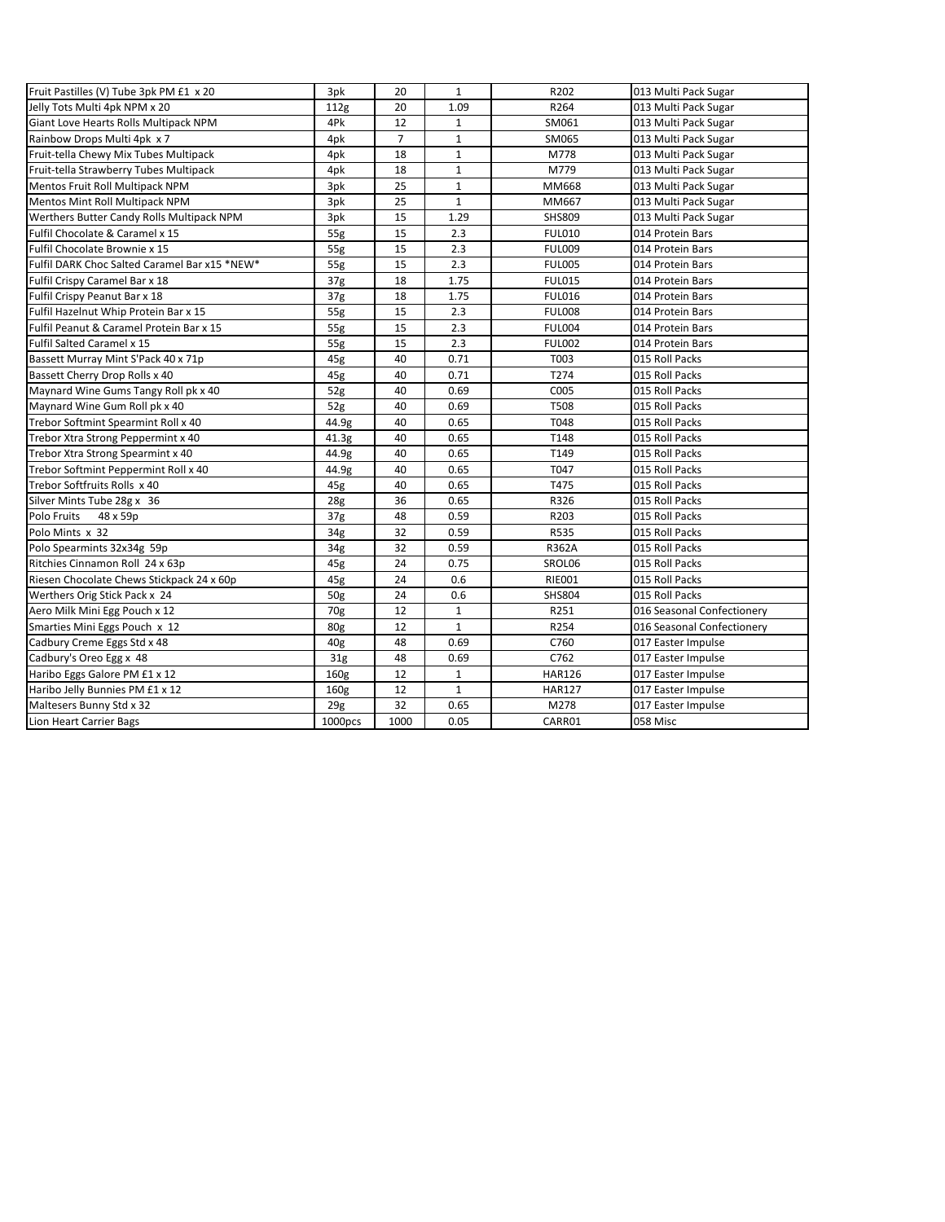| | | | | | |
|---|---|---|---|---|---|
| Fruit Pastilles (V) Tube 3pk PM £1 x 20 | 3pk | 20 | 1 | R202 | 013 Multi Pack Sugar |
| Jelly Tots Multi 4pk NPM x 20 | 112g | 20 | 1.09 | R264 | 013 Multi Pack Sugar |
| Giant Love Hearts Rolls Multipack NPM | 4Pk | 12 | 1 | SM061 | 013 Multi Pack Sugar |
| Rainbow Drops Multi 4pk x 7 | 4pk | 7 | 1 | SM065 | 013 Multi Pack Sugar |
| Fruit-tella Chewy Mix Tubes Multipack | 4pk | 18 | 1 | M778 | 013 Multi Pack Sugar |
| Fruit-tella Strawberry Tubes Multipack | 4pk | 18 | 1 | M779 | 013 Multi Pack Sugar |
| Mentos Fruit Roll Multipack NPM | 3pk | 25 | 1 | MM668 | 013 Multi Pack Sugar |
| Mentos Mint Roll Multipack NPM | 3pk | 25 | 1 | MM667 | 013 Multi Pack Sugar |
| Werthers Butter Candy Rolls Multipack NPM | 3pk | 15 | 1.29 | SHS809 | 013 Multi Pack Sugar |
| Fulfil Chocolate & Caramel x 15 | 55g | 15 | 2.3 | FUL010 | 014 Protein Bars |
| Fulfil Chocolate Brownie x 15 | 55g | 15 | 2.3 | FUL009 | 014 Protein Bars |
| Fulfil DARK Choc Salted Caramel Bar x15 *NEW* | 55g | 15 | 2.3 | FUL005 | 014 Protein Bars |
| Fulfil Crispy Caramel Bar x 18 | 37g | 18 | 1.75 | FUL015 | 014 Protein Bars |
| Fulfil Crispy Peanut Bar x 18 | 37g | 18 | 1.75 | FUL016 | 014 Protein Bars |
| Fulfil Hazelnut Whip Protein Bar x 15 | 55g | 15 | 2.3 | FUL008 | 014 Protein Bars |
| Fulfil Peanut & Caramel Protein Bar x 15 | 55g | 15 | 2.3 | FUL004 | 014 Protein Bars |
| Fulfil Salted Caramel x 15 | 55g | 15 | 2.3 | FUL002 | 014 Protein Bars |
| Bassett Murray Mint S'Pack 40 x 71p | 45g | 40 | 0.71 | T003 | 015 Roll Packs |
| Bassett Cherry Drop Rolls x 40 | 45g | 40 | 0.71 | T274 | 015 Roll Packs |
| Maynard Wine Gums Tangy Roll pk x 40 | 52g | 40 | 0.69 | C005 | 015 Roll Packs |
| Maynard Wine Gum Roll pk x 40 | 52g | 40 | 0.69 | T508 | 015 Roll Packs |
| Trebor Softmint Spearmint Roll x 40 | 44.9g | 40 | 0.65 | T048 | 015 Roll Packs |
| Trebor Xtra Strong Peppermint x 40 | 41.3g | 40 | 0.65 | T148 | 015 Roll Packs |
| Trebor Xtra Strong Spearmint x 40 | 44.9g | 40 | 0.65 | T149 | 015 Roll Packs |
| Trebor Softmint Peppermint Roll x 40 | 44.9g | 40 | 0.65 | T047 | 015 Roll Packs |
| Trebor Softfruits Rolls x 40 | 45g | 40 | 0.65 | T475 | 015 Roll Packs |
| Silver Mints Tube 28g x 36 | 28g | 36 | 0.65 | R326 | 015 Roll Packs |
| Polo Fruits 48 x 59p | 37g | 48 | 0.59 | R203 | 015 Roll Packs |
| Polo Mints x 32 | 34g | 32 | 0.59 | R535 | 015 Roll Packs |
| Polo Spearmints 32x34g 59p | 34g | 32 | 0.59 | R362A | 015 Roll Packs |
| Ritchies Cinnamon Roll 24 x 63p | 45g | 24 | 0.75 | SROL06 | 015 Roll Packs |
| Riesen Chocolate Chews Stickpack 24 x 60p | 45g | 24 | 0.6 | RIE001 | 015 Roll Packs |
| Werthers Orig Stick Pack x 24 | 50g | 24 | 0.6 | SHS804 | 015 Roll Packs |
| Aero Milk Mini Egg Pouch x 12 | 70g | 12 | 1 | R251 | 016 Seasonal Confectionery |
| Smarties Mini Eggs Pouch x 12 | 80g | 12 | 1 | R254 | 016 Seasonal Confectionery |
| Cadbury Creme Eggs Std x 48 | 40g | 48 | 0.69 | C760 | 017 Easter Impulse |
| Cadbury's Oreo Egg x 48 | 31g | 48 | 0.69 | C762 | 017 Easter Impulse |
| Haribo Eggs Galore PM £1 x 12 | 160g | 12 | 1 | HAR126 | 017 Easter Impulse |
| Haribo Jelly Bunnies PM £1 x 12 | 160g | 12 | 1 | HAR127 | 017 Easter Impulse |
| Maltesers Bunny Std x 32 | 29g | 32 | 0.65 | M278 | 017 Easter Impulse |
| Lion Heart Carrier Bags | 1000pcs | 1000 | 0.05 | CARR01 | 058 Misc |